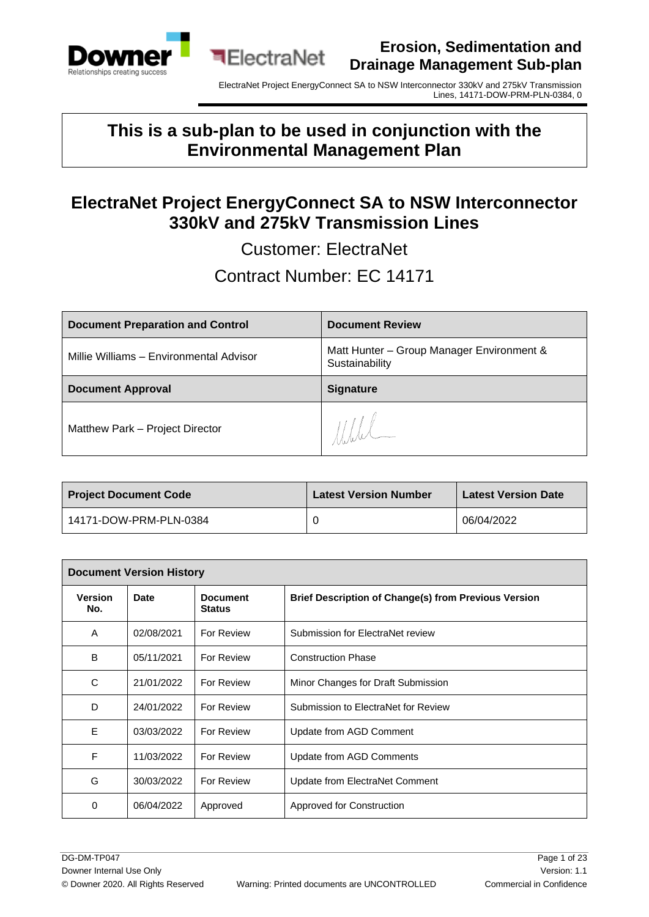**This is a sub-plan to be used in conjunction with the Environmental Management Plan**

# ElectraNet Project EnergyConnect SA to NSW Interconnector 330kV and 275kV Transmission Lines

Customer: ElectraNet

Contract Number: EC 14171

| Document Preparation and Control | Document Review |
|---|---|
| Millie Williams – Environmental Advisor | Matt Hunter – Group Manager Environment & Sustainability |
| **Document Approval** | **Signature** |
| Matthew Park – Project Director | |

| Project Document Code | Latest Version Number | Latest Version Date |
|---|---|---|
| 14171-DOW-PRM-PLN-0384 | 0 | 06/04/2022 |

| Document Version History | | | |
|---|---|---|---|
| **Version No.** | **Date** | **Document Status** | **Brief Description of Change(s) from Previous Version** |
| A | 02/08/2021 | For Review | Submission for ElectraNet review |
| B | 05/11/2021 | For Review | Construction Phase |
| C | 21/01/2022 | For Review | Minor Changes for Draft Submission |
| D | 24/01/2022 | For Review | Submission to ElectraNet for Review |
| E | 03/03/2022 | For Review | Update from AGD Comment |
| F | 11/03/2022 | For Review | Update from AGD Comments |
| G | 30/03/2022 | For Review | Update from ElectraNet Comment |
| 0 | 06/04/2022 | Approved | Approved for Construction |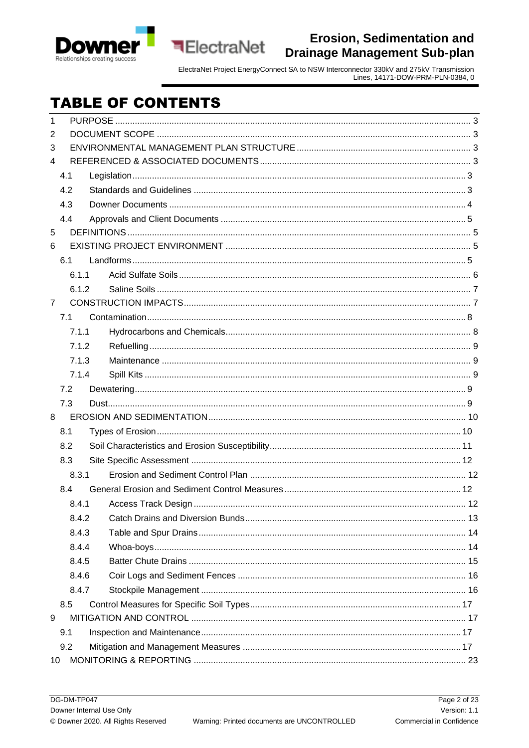# TABLE OF CONTENTS

1 PURPOSE ..... 3
2 DOCUMENT SCOPE ..... 3
3 ENVIRONMENTAL MANAGEMENT PLAN STRUCTURE ..... 3
4 REFERENCED & ASSOCIATED DOCUMENTS ..... 3
  4.1 Legislation ..... 3
  4.2 Standards and Guidelines ..... 3
  4.3 Downer Documents ..... 4
  4.4 Approvals and Client Documents ..... 5
5 DEFINITIONS ..... 5
6 EXISTING PROJECT ENVIRONMENT ..... 5
  6.1 Landforms ..... 5
    6.1.1 Acid Sulfate Soils ..... 6
    6.1.2 Saline Soils ..... 7
7 CONSTRUCTION IMPACTS ..... 7
  7.1 Contamination ..... 8
    7.1.1 Hydrocarbons and Chemicals ..... 8
    7.1.2 Refuelling ..... 9
    7.1.3 Maintenance ..... 9
    7.1.4 Spill Kits ..... 9
  7.2 Dewatering ..... 9
  7.3 Dust ..... 9
8 EROSION AND SEDIMENTATION ..... 10
  8.1 Types of Erosion ..... 10
  8.2 Soil Characteristics and Erosion Susceptibility ..... 11
  8.3 Site Specific Assessment ..... 12
    8.3.1 Erosion and Sediment Control Plan ..... 12
  8.4 General Erosion and Sediment Control Measures ..... 12
    8.4.1 Access Track Design ..... 12
    8.4.2 Catch Drains and Diversion Bunds ..... 13
    8.4.3 Table and Spur Drains ..... 14
    8.4.4 Whoa-boys ..... 14
    8.4.5 Batter Chute Drains ..... 15
    8.4.6 Coir Logs and Sediment Fences ..... 16
    8.4.7 Stockpile Management ..... 16
  8.5 Control Measures for Specific Soil Types ..... 17
9 MITIGATION AND CONTROL ..... 17
  9.1 Inspection and Maintenance ..... 17
  9.2 Mitigation and Management Measures ..... 17
10 MONITORING & REPORTING ..... 23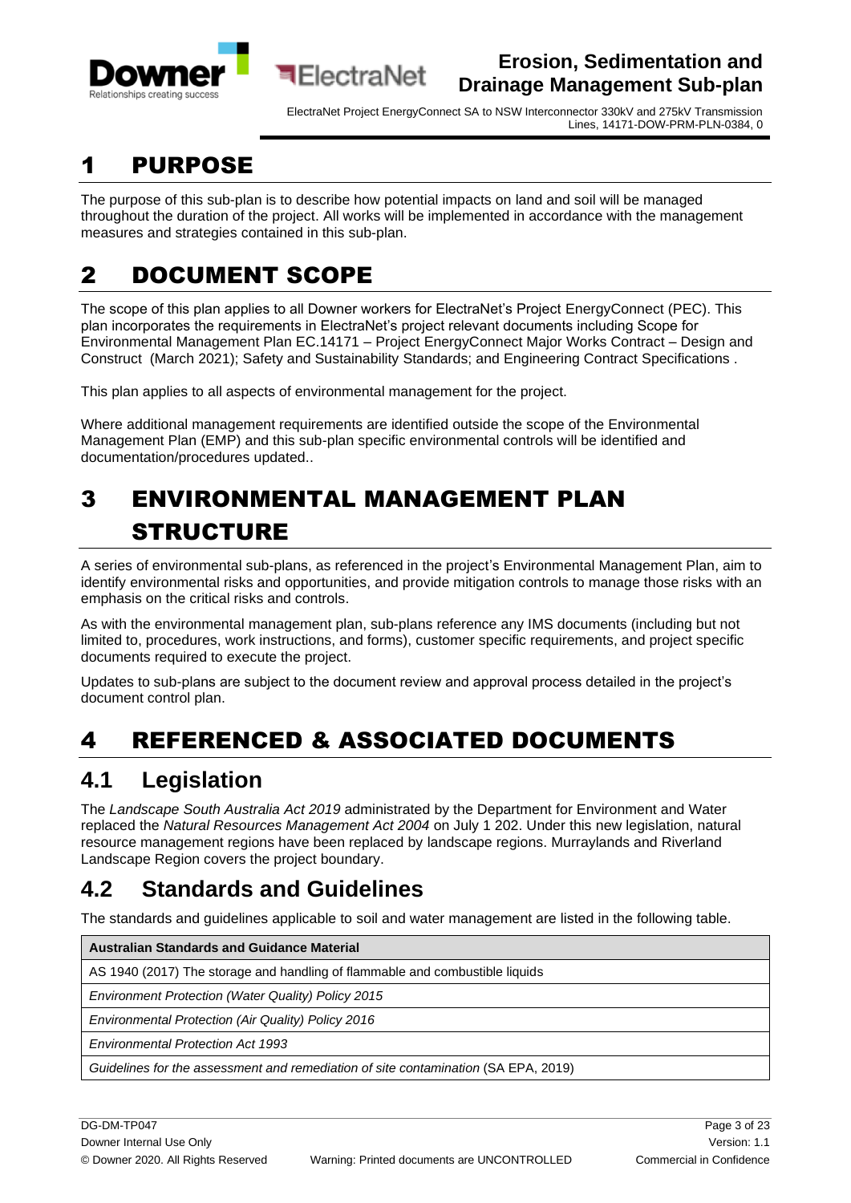# 1 PURPOSE

The purpose of this sub-plan is to describe how potential impacts on land and soil will be managed throughout the duration of the project. All works will be implemented in accordance with the management measures and strategies contained in this sub-plan.

# 2 DOCUMENT SCOPE

The scope of this plan applies to all Downer workers for ElectraNet's Project EnergyConnect (PEC). This plan incorporates the requirements in ElectraNet's project relevant documents including Scope for Environmental Management Plan EC.14171 – Project EnergyConnect Major Works Contract – Design and Construct (March 2021); Safety and Sustainability Standards; and Engineering Contract Specifications .

This plan applies to all aspects of environmental management for the project.

Where additional management requirements are identified outside the scope of the Environmental Management Plan (EMP) and this sub-plan specific environmental controls will be identified and documentation/procedures updated..

# 3 ENVIRONMENTAL MANAGEMENT PLAN STRUCTURE

A series of environmental sub-plans, as referenced in the project's Environmental Management Plan, aim to identify environmental risks and opportunities, and provide mitigation controls to manage those risks with an emphasis on the critical risks and controls.

As with the environmental management plan, sub-plans reference any IMS documents (including but not limited to, procedures, work instructions, and forms), customer specific requirements, and project specific documents required to execute the project.

Updates to sub-plans are subject to the document review and approval process detailed in the project's document control plan.

# 4 REFERENCED & ASSOCIATED DOCUMENTS

## 4.1 Legislation

The *Landscape South Australia Act 2019* administrated by the Department for Environment and Water replaced the *Natural Resources Management Act 2004* on July 1 202. Under this new legislation, natural resource management regions have been replaced by landscape regions. Murraylands and Riverland Landscape Region covers the project boundary.

## 4.2 Standards and Guidelines

The standards and guidelines applicable to soil and water management are listed in the following table.

| Australian Standards and Guidance Material |
| --- |
| AS 1940 (2017) The storage and handling of flammable and combustible liquids |
| *Environment Protection (Water Quality) Policy 2015* |
| *Environmental Protection (Air Quality) Policy 2016* |
| *Environmental Protection Act 1993* |
| *Guidelines for the assessment and remediation of site contamination* (SA EPA, 2019) |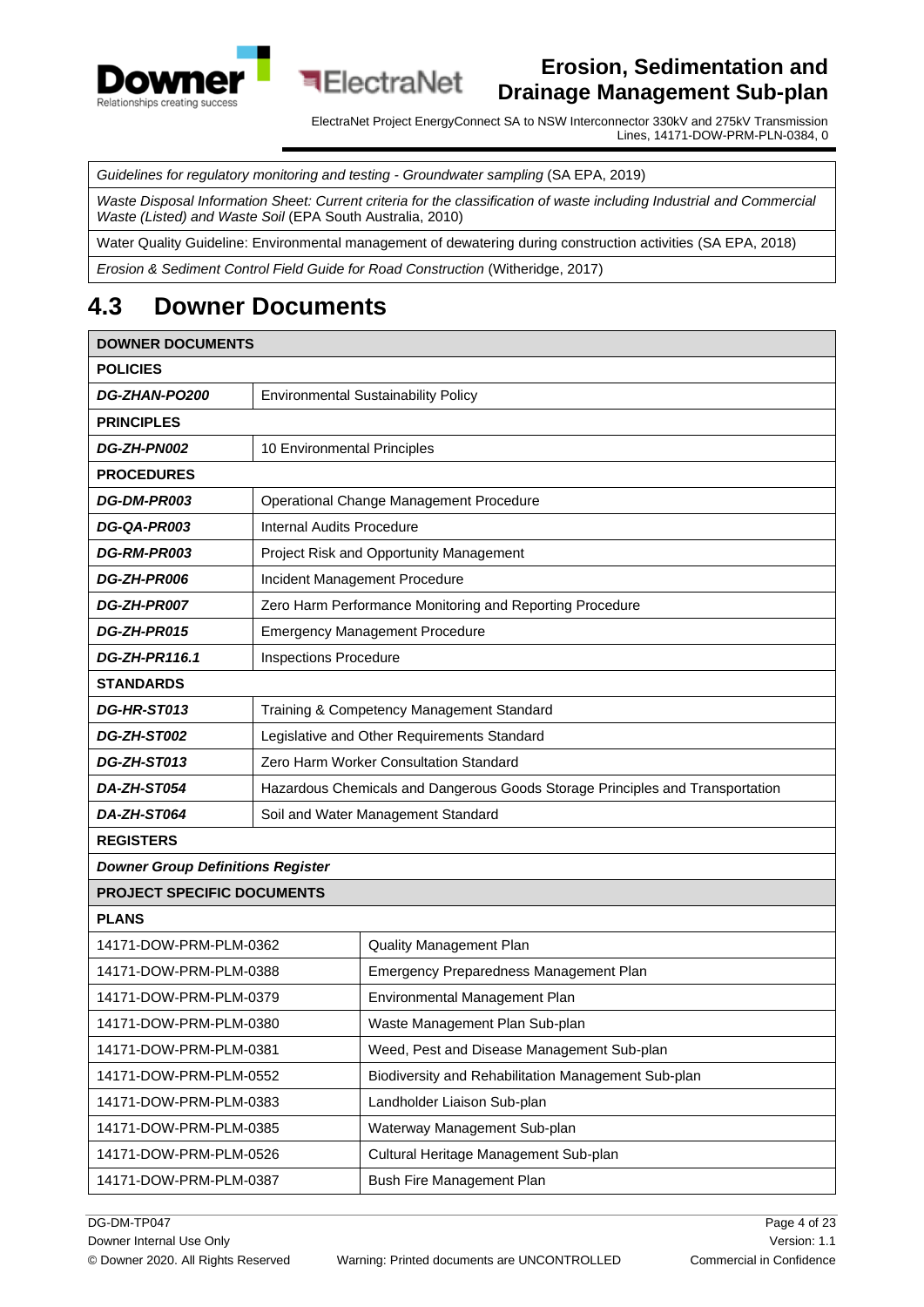| |
|---|
| *Guidelines for regulatory monitoring and testing - Groundwater sampling* (SA EPA, 2019) |
| *Waste Disposal Information Sheet: Current criteria for the classification of waste including Industrial and Commercial Waste (Listed) and Waste Soil* (EPA South Australia, 2010) |
| Water Quality Guideline: Environmental management of dewatering during construction activities (SA EPA, 2018) |
| *Erosion & Sediment Control Field Guide for Road Construction* (Witheridge, 2017) |

## 4.3 Downer Documents

| **DOWNER DOCUMENTS** | |
|---|---|
| **POLICIES** | |
| ***DG-ZHAN-PO200*** | Environmental Sustainability Policy |
| **PRINCIPLES** | |
| ***DG-ZH-PN002*** | 10 Environmental Principles |
| **PROCEDURES** | |
| ***DG-DM-PR003*** | Operational Change Management Procedure |
| ***DG-QA-PR003*** | Internal Audits Procedure |
| ***DG-RM-PR003*** | Project Risk and Opportunity Management |
| ***DG-ZH-PR006*** | Incident Management Procedure |
| ***DG-ZH-PR007*** | Zero Harm Performance Monitoring and Reporting Procedure |
| ***DG-ZH-PR015*** | Emergency Management Procedure |
| ***DG-ZH-PR116.1*** | Inspections Procedure |
| **STANDARDS** | |
| ***DG-HR-ST013*** | Training & Competency Management Standard |
| ***DG-ZH-ST002*** | Legislative and Other Requirements Standard |
| ***DG-ZH-ST013*** | Zero Harm Worker Consultation Standard |
| ***DA-ZH-ST054*** | Hazardous Chemicals and Dangerous Goods Storage Principles and Transportation |
| ***DA-ZH-ST064*** | Soil and Water Management Standard |
| **REGISTERS** | |
| ***Downer Group Definitions Register*** | |

| **PROJECT SPECIFIC DOCUMENTS** | |
|---|---|
| **PLANS** | |
| 14171-DOW-PRM-PLM-0362 | Quality Management Plan |
| 14171-DOW-PRM-PLM-0388 | Emergency Preparedness Management Plan |
| 14171-DOW-PRM-PLM-0379 | Environmental Management Plan |
| 14171-DOW-PRM-PLM-0380 | Waste Management Plan Sub-plan |
| 14171-DOW-PRM-PLM-0381 | Weed, Pest and Disease Management Sub-plan |
| 14171-DOW-PRM-PLM-0552 | Biodiversity and Rehabilitation Management Sub-plan |
| 14171-DOW-PRM-PLM-0383 | Landholder Liaison Sub-plan |
| 14171-DOW-PRM-PLM-0385 | Waterway Management Sub-plan |
| 14171-DOW-PRM-PLM-0526 | Cultural Heritage Management Sub-plan |
| 14171-DOW-PRM-PLM-0387 | Bush Fire Management Plan |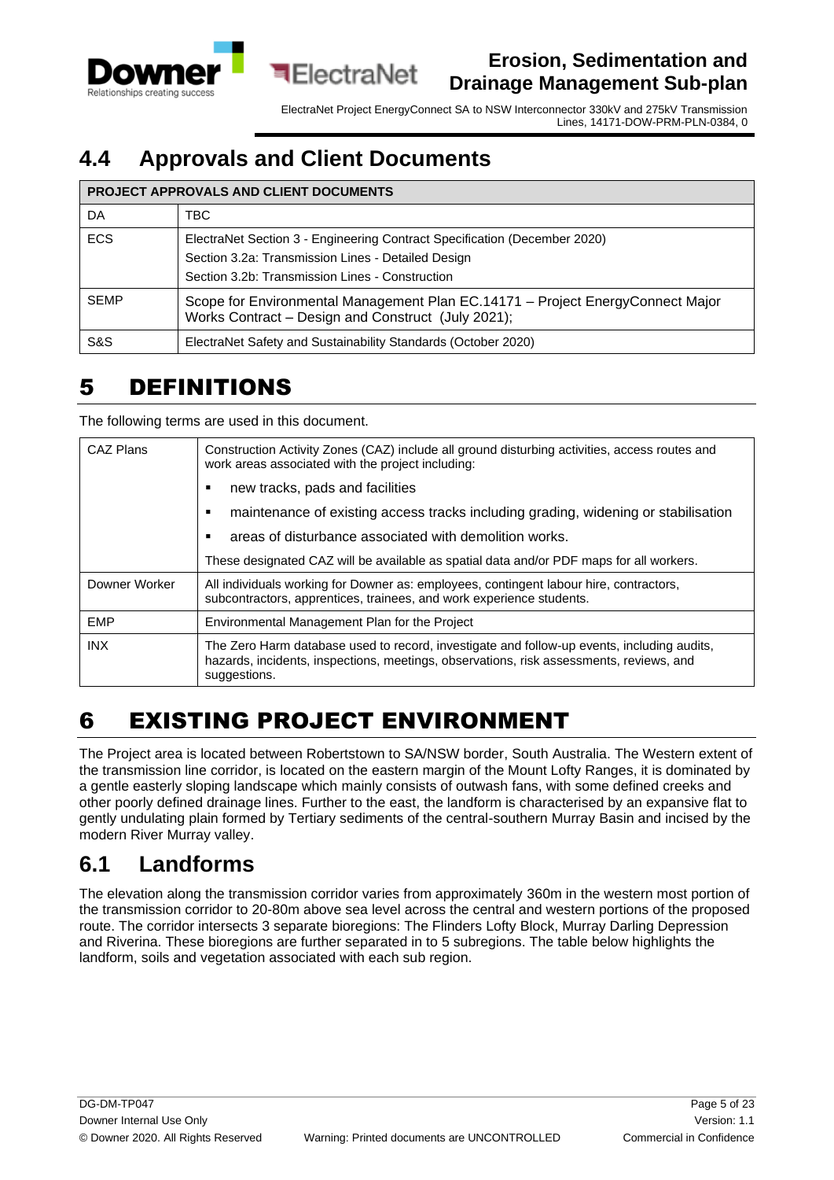## 4.4 Approvals and Client Documents

| PROJECT APPROVALS AND CLIENT DOCUMENTS | |
|---|---|
| DA | TBC |
| ECS | ElectraNet Section 3 - Engineering Contract Specification (December 2020)<br>Section 3.2a: Transmission Lines - Detailed Design<br>Section 3.2b: Transmission Lines - Construction |
| SEMP | Scope for Environmental Management Plan EC.14171 – Project EnergyConnect Major Works Contract – Design and Construct (July 2021); |
| S&S | ElectraNet Safety and Sustainability Standards (October 2020) |

# 5 DEFINITIONS

The following terms are used in this document.

| | |
|---|---|
| CAZ Plans | Construction Activity Zones (CAZ) include all ground disturbing activities, access routes and work areas associated with the project including:<br>▪ new tracks, pads and facilities<br>▪ maintenance of existing access tracks including grading, widening or stabilisation<br>▪ areas of disturbance associated with demolition works.<br>These designated CAZ will be available as spatial data and/or PDF maps for all workers. |
| Downer Worker | All individuals working for Downer as: employees, contingent labour hire, contractors, subcontractors, apprentices, trainees, and work experience students. |
| EMP | Environmental Management Plan for the Project |
| INX | The Zero Harm database used to record, investigate and follow-up events, including audits, hazards, incidents, inspections, meetings, observations, risk assessments, reviews, and suggestions. |

# 6 EXISTING PROJECT ENVIRONMENT

The Project area is located between Robertstown to SA/NSW border, South Australia. The Western extent of the transmission line corridor, is located on the eastern margin of the Mount Lofty Ranges, it is dominated by a gentle easterly sloping landscape which mainly consists of outwash fans, with some defined creeks and other poorly defined drainage lines. Further to the east, the landform is characterised by an expansive flat to gently undulating plain formed by Tertiary sediments of the central-southern Murray Basin and incised by the modern River Murray valley.

## 6.1 Landforms

The elevation along the transmission corridor varies from approximately 360m in the western most portion of the transmission corridor to 20-80m above sea level across the central and western portions of the proposed route. The corridor intersects 3 separate bioregions: The Flinders Lofty Block, Murray Darling Depression and Riverina. These bioregions are further separated in to 5 subregions. The table below highlights the landform, soils and vegetation associated with each sub region.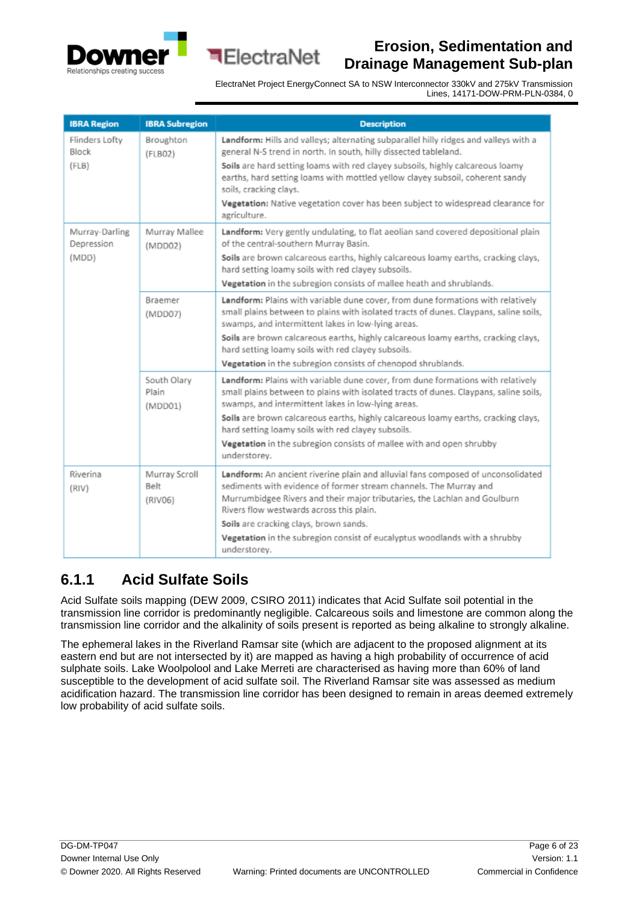| IBRA Region | IBRA Subregion | Description |
|---|---|---|
| Flinders Lofty Block (FLB) | Broughton (FLB02) | **Landform:** Hills and valleys; alternating subparallel hilly ridges and valleys with a general N-S trend in north. In south, hilly dissected tableland.<br>**Soils** are hard setting loams with red clayey subsoils, highly calcareous loamy earths, hard setting loams with mottled yellow clayey subsoil, coherent sandy soils, cracking clays.<br>**Vegetation:** Native vegetation cover has been subject to widespread clearance for agriculture. |
| Murray-Darling Depression (MDD) | Murray Mallee (MDD02) | **Landform:** Very gently undulating, to flat aeolian sand covered depositional plain of the central-southern Murray Basin.<br>**Soils** are brown calcareous earths, highly calcareous loamy earths, cracking clays, hard setting loamy soils with red clayey subsoils.<br>**Vegetation** in the subregion consists of mallee heath and shrublands. |
| | Braemer (MDD07) | **Landform:** Plains with variable dune cover, from dune formations with relatively small plains between to plains with isolated tracts of dunes. Claypans, saline soils, swamps, and intermittent lakes in low-lying areas.<br>**Soils** are brown calcareous earths, highly calcareous loamy earths, cracking clays, hard setting loamy soils with red clayey subsoils.<br>**Vegetation** in the subregion consists of chenopod shrublands. |
| | South Olary Plain (MDD01) | **Landform:** Plains with variable dune cover, from dune formations with relatively small plains between to plains with isolated tracts of dunes. Claypans, saline soils, swamps, and intermittent lakes in low-lying areas.<br>**Soils** are brown calcareous earths, highly calcareous loamy earths, cracking clays, hard setting loamy soils with red clayey subsoils.<br>**Vegetation** in the subregion consists of mallee with and open shrubby understorey. |
| Riverina (RIV) | Murray Scroll Belt (RIV06) | **Landform:** An ancient riverine plain and alluvial fans composed of unconsolidated sediments with evidence of former stream channels. The Murray and Murrumbidgee Rivers and their major tributaries, the Lachlan and Goulburn Rivers flow westwards across this plain.<br>**Soils** are cracking clays, brown sands.<br>**Vegetation** in the subregion consist of eucalyptus woodlands with a shrubby understorey. |

### 6.1.1 Acid Sulfate Soils

Acid Sulfate soils mapping (DEW 2009, CSIRO 2011) indicates that Acid Sulfate soil potential in the transmission line corridor is predominantly negligible. Calcareous soils and limestone are common along the transmission line corridor and the alkalinity of soils present is reported as being alkaline to strongly alkaline.

The ephemeral lakes in the Riverland Ramsar site (which are adjacent to the proposed alignment at its eastern end but are not intersected by it) are mapped as having a high probability of occurrence of acid sulphate soils. Lake Woolpolool and Lake Merreti are characterised as having more than 60% of land susceptible to the development of acid sulfate soil. The Riverland Ramsar site was assessed as medium acidification hazard. The transmission line corridor has been designed to remain in areas deemed extremely low probability of acid sulfate soils.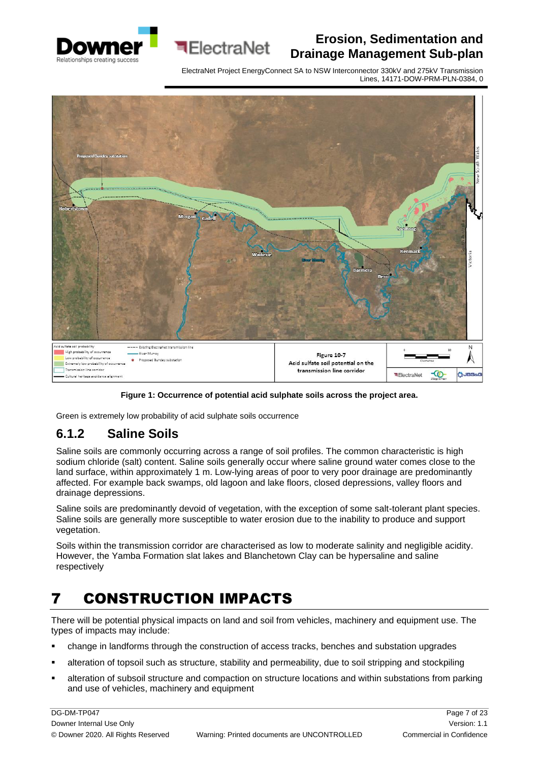Figure 1: Occurrence of potential acid sulphate soils across the project area.

Green is extremely low probability of acid sulphate soils occurrence

### 6.1.2 Saline Soils

Saline soils are commonly occurring across a range of soil profiles. The common characteristic is high sodium chloride (salt) content. Saline soils generally occur where saline ground water comes close to the land surface, within approximately 1 m. Low-lying areas of poor to very poor drainage are predominantly affected. For example back swamps, old lagoon and lake floors, closed depressions, valley floors and drainage depressions.

Saline soils are predominantly devoid of vegetation, with the exception of some salt-tolerant plant species. Saline soils are generally more susceptible to water erosion due to the inability to produce and support vegetation.

Soils within the transmission corridor are characterised as low to moderate salinity and negligible acidity. However, the Yamba Formation slat lakes and Blanchetown Clay can be hypersaline and saline respectively

# 7 CONSTRUCTION IMPACTS

There will be potential physical impacts on land and soil from vehicles, machinery and equipment use. The types of impacts may include:

- change in landforms through the construction of access tracks, benches and substation upgrades
- alteration of topsoil such as structure, stability and permeability, due to soil stripping and stockpiling
- alteration of subsoil structure and compaction on structure locations and within substations from parking and use of vehicles, machinery and equipment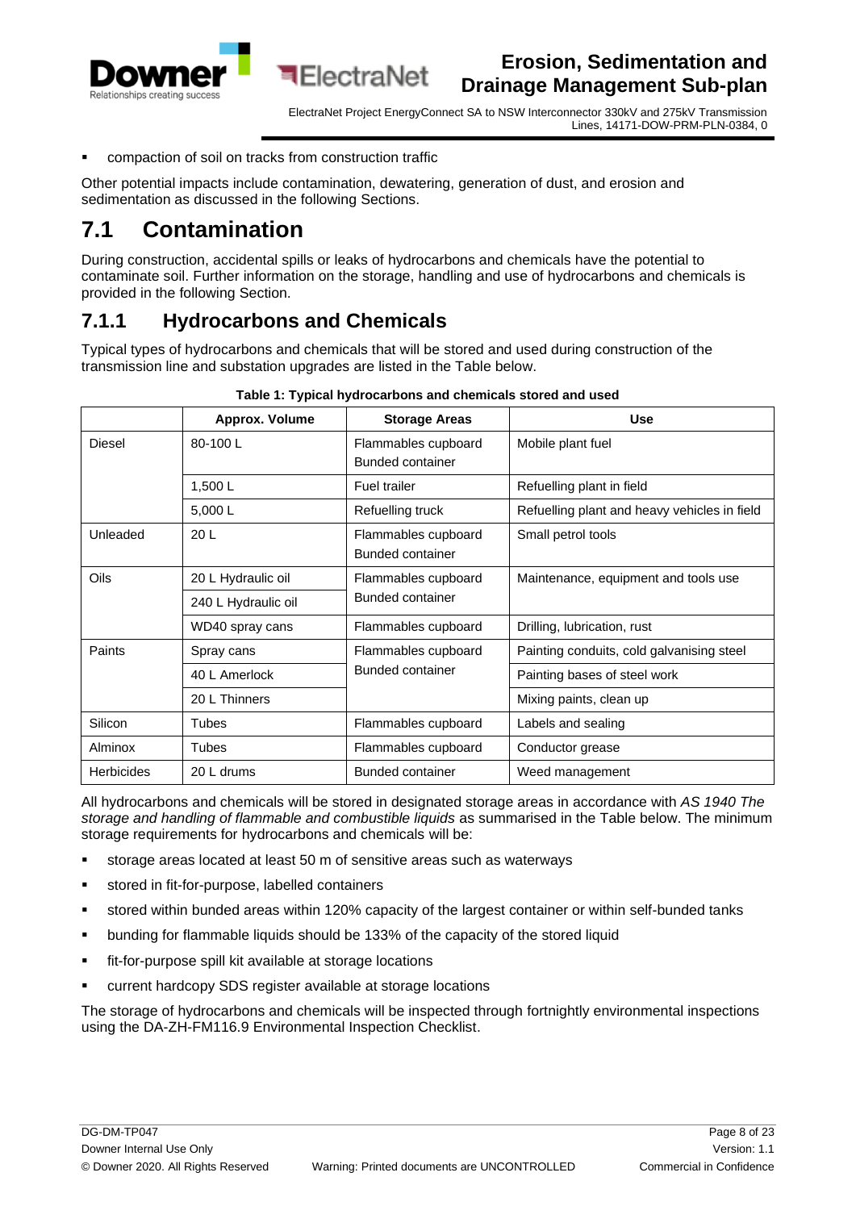- compaction of soil on tracks from construction traffic

Other potential impacts include contamination, dewatering, generation of dust, and erosion and sedimentation as discussed in the following Sections.

# 7.1 Contamination

During construction, accidental spills or leaks of hydrocarbons and chemicals have the potential to contaminate soil. Further information on the storage, handling and use of hydrocarbons and chemicals is provided in the following Section.

## 7.1.1 Hydrocarbons and Chemicals

Typical types of hydrocarbons and chemicals that will be stored and used during construction of the transmission line and substation upgrades are listed in the Table below.

**Table 1: Typical hydrocarbons and chemicals stored and used**

| | Approx. Volume | Storage Areas | Use |
|---|---|---|---|
| Diesel | 80-100 L | Flammables cupboard<br>Bunded container | Mobile plant fuel |
| | 1,500 L | Fuel trailer | Refuelling plant in field |
| | 5,000 L | Refuelling truck | Refuelling plant and heavy vehicles in field |
| Unleaded | 20 L | Flammables cupboard<br>Bunded container | Small petrol tools |
| Oils | 20 L Hydraulic oil | Flammables cupboard<br>Bunded container | Maintenance, equipment and tools use |
| | 240 L Hydraulic oil | | |
| | WD40 spray cans | Flammables cupboard | Drilling, lubrication, rust |
| Paints | Spray cans | Flammables cupboard<br>Bunded container | Painting conduits, cold galvanising steel |
| | 40 L Amerlock | | Painting bases of steel work |
| | 20 L Thinners | | Mixing paints, clean up |
| Silicon | Tubes | Flammables cupboard | Labels and sealing |
| Alminox | Tubes | Flammables cupboard | Conductor grease |
| Herbicides | 20 L drums | Bunded container | Weed management |

All hydrocarbons and chemicals will be stored in designated storage areas in accordance with *AS 1940 The storage and handling of flammable and combustible liquids* as summarised in the Table below. The minimum storage requirements for hydrocarbons and chemicals will be:

- storage areas located at least 50 m of sensitive areas such as waterways
- stored in fit-for-purpose, labelled containers
- stored within bunded areas within 120% capacity of the largest container or within self-bunded tanks
- bunding for flammable liquids should be 133% of the capacity of the stored liquid
- fit-for-purpose spill kit available at storage locations
- current hardcopy SDS register available at storage locations

The storage of hydrocarbons and chemicals will be inspected through fortnightly environmental inspections using the DA-ZH-FM116.9 Environmental Inspection Checklist.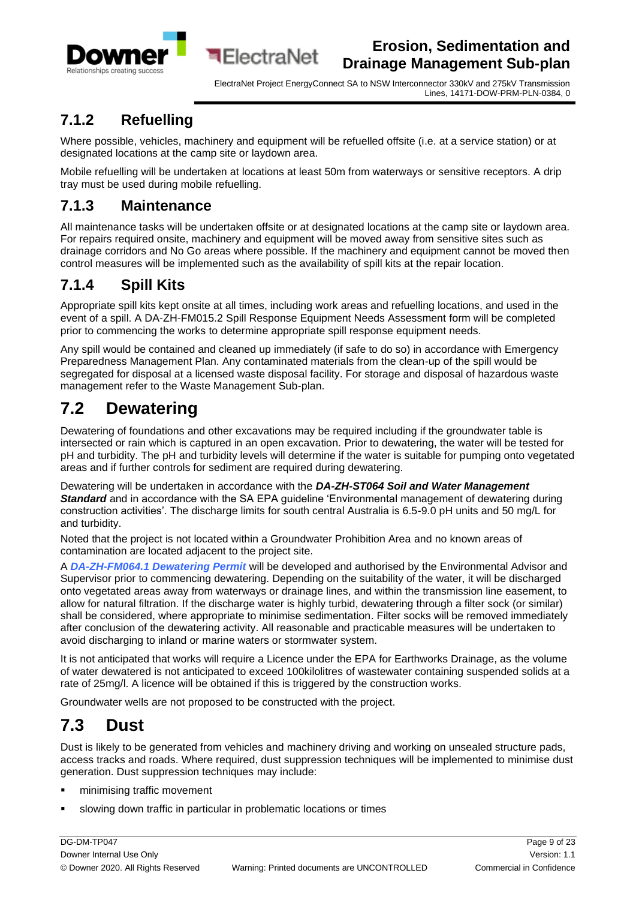### 7.1.2 Refuelling

Where possible, vehicles, machinery and equipment will be refuelled offsite (i.e. at a service station) or at designated locations at the camp site or laydown area.

Mobile refuelling will be undertaken at locations at least 50m from waterways or sensitive receptors. A drip tray must be used during mobile refuelling.

### 7.1.3 Maintenance

All maintenance tasks will be undertaken offsite or at designated locations at the camp site or laydown area. For repairs required onsite, machinery and equipment will be moved away from sensitive sites such as drainage corridors and No Go areas where possible. If the machinery and equipment cannot be moved then control measures will be implemented such as the availability of spill kits at the repair location.

### 7.1.4 Spill Kits

Appropriate spill kits kept onsite at all times, including work areas and refuelling locations, and used in the event of a spill. A DA-ZH-FM015.2 Spill Response Equipment Needs Assessment form will be completed prior to commencing the works to determine appropriate spill response equipment needs.

Any spill would be contained and cleaned up immediately (if safe to do so) in accordance with Emergency Preparedness Management Plan. Any contaminated materials from the clean-up of the spill would be segregated for disposal at a licensed waste disposal facility. For storage and disposal of hazardous waste management refer to the Waste Management Sub-plan.

## 7.2 Dewatering

Dewatering of foundations and other excavations may be required including if the groundwater table is intersected or rain which is captured in an open excavation. Prior to dewatering, the water will be tested for pH and turbidity. The pH and turbidity levels will determine if the water is suitable for pumping onto vegetated areas and if further controls for sediment are required during dewatering.

Dewatering will be undertaken in accordance with the ***DA-ZH-ST064 Soil and Water Management Standard*** and in accordance with the SA EPA guideline 'Environmental management of dewatering during construction activities'. The discharge limits for south central Australia is 6.5-9.0 pH units and 50 mg/L for and turbidity.

Noted that the project is not located within a Groundwater Prohibition Area and no known areas of contamination are located adjacent to the project site.

A ***DA-ZH-FM064.1 Dewatering Permit*** will be developed and authorised by the Environmental Advisor and Supervisor prior to commencing dewatering. Depending on the suitability of the water, it will be discharged onto vegetated areas away from waterways or drainage lines, and within the transmission line easement, to allow for natural filtration. If the discharge water is highly turbid, dewatering through a filter sock (or similar) shall be considered, where appropriate to minimise sedimentation. Filter socks will be removed immediately after conclusion of the dewatering activity. All reasonable and practicable measures will be undertaken to avoid discharging to inland or marine waters or stormwater system.

It is not anticipated that works will require a Licence under the EPA for Earthworks Drainage, as the volume of water dewatered is not anticipated to exceed 100kilolitres of wastewater containing suspended solids at a rate of 25mg/l. A licence will be obtained if this is triggered by the construction works.

Groundwater wells are not proposed to be constructed with the project.

## 7.3 Dust

Dust is likely to be generated from vehicles and machinery driving and working on unsealed structure pads, access tracks and roads. Where required, dust suppression techniques will be implemented to minimise dust generation. Dust suppression techniques may include:

- minimising traffic movement
- slowing down traffic in particular in problematic locations or times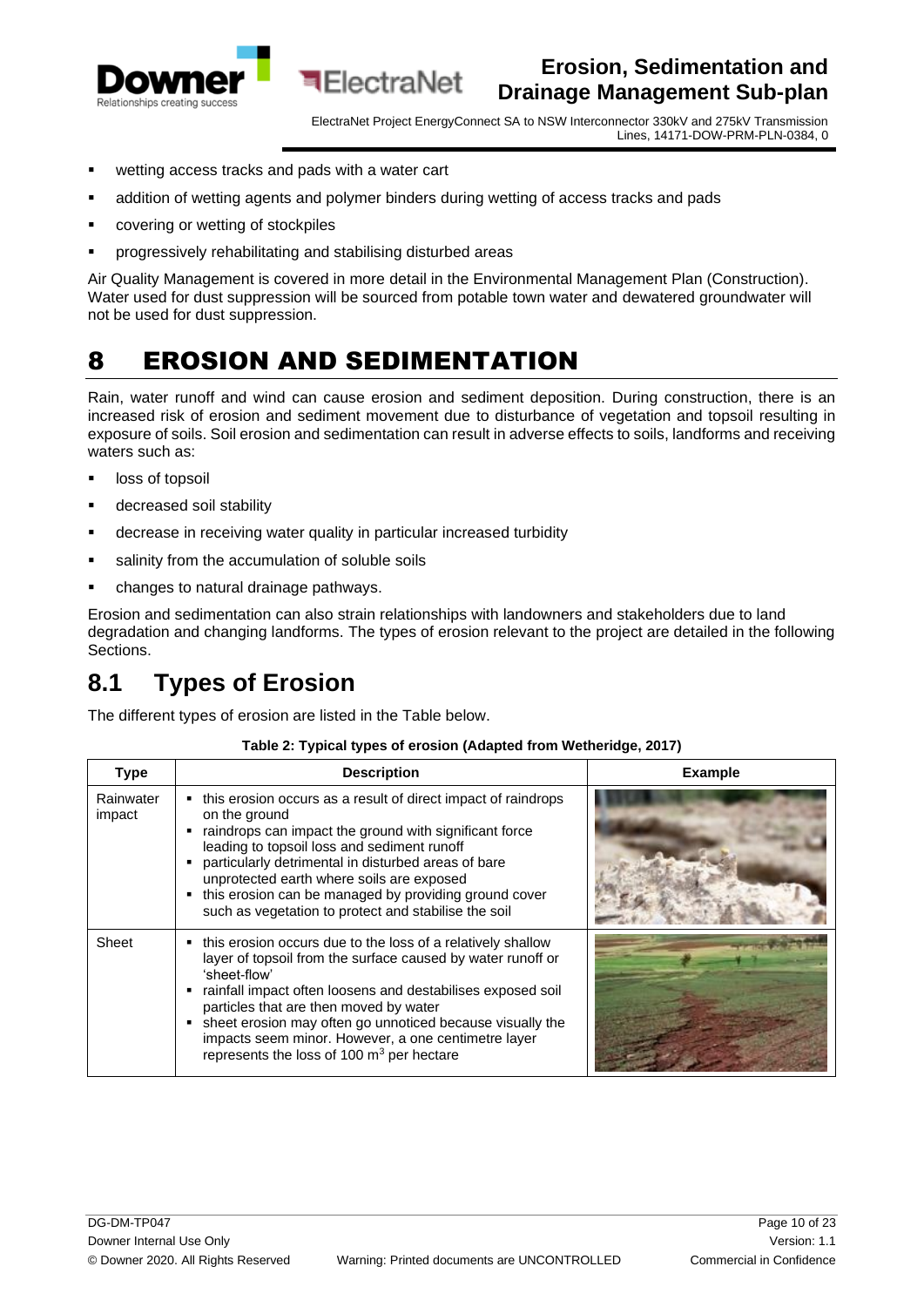- wetting access tracks and pads with a water cart
- addition of wetting agents and polymer binders during wetting of access tracks and pads
- covering or wetting of stockpiles
- progressively rehabilitating and stabilising disturbed areas

Air Quality Management is covered in more detail in the Environmental Management Plan (Construction). Water used for dust suppression will be sourced from potable town water and dewatered groundwater will not be used for dust suppression.

# 8 EROSION AND SEDIMENTATION

Rain, water runoff and wind can cause erosion and sediment deposition. During construction, there is an increased risk of erosion and sediment movement due to disturbance of vegetation and topsoil resulting in exposure of soils. Soil erosion and sedimentation can result in adverse effects to soils, landforms and receiving waters such as:

- loss of topsoil
- decreased soil stability
- decrease in receiving water quality in particular increased turbidity
- salinity from the accumulation of soluble soils
- changes to natural drainage pathways.

Erosion and sedimentation can also strain relationships with landowners and stakeholders due to land degradation and changing landforms. The types of erosion relevant to the project are detailed in the following Sections.

## 8.1 Types of Erosion

The different types of erosion are listed in the Table below.

**Table 2: Typical types of erosion (Adapted from Wetheridge, 2017)**

| Type | Description | Example |
|---|---|---|
| Rainwater impact | ▪ this erosion occurs as a result of direct impact of raindrops on the ground<br>▪ raindrops can impact the ground with significant force leading to topsoil loss and sediment runoff<br>▪ particularly detrimental in disturbed areas of bare unprotected earth where soils are exposed<br>▪ this erosion can be managed by providing ground cover such as vegetation to protect and stabilise the soil | |
| Sheet | ▪ this erosion occurs due to the loss of a relatively shallow layer of topsoil from the surface caused by water runoff or 'sheet-flow'<br>▪ rainfall impact often loosens and destabilises exposed soil particles that are then moved by water<br>▪ sheet erosion may often go unnoticed because visually the impacts seem minor. However, a one centimetre layer represents the loss of 100 $m^3$ per hectare | |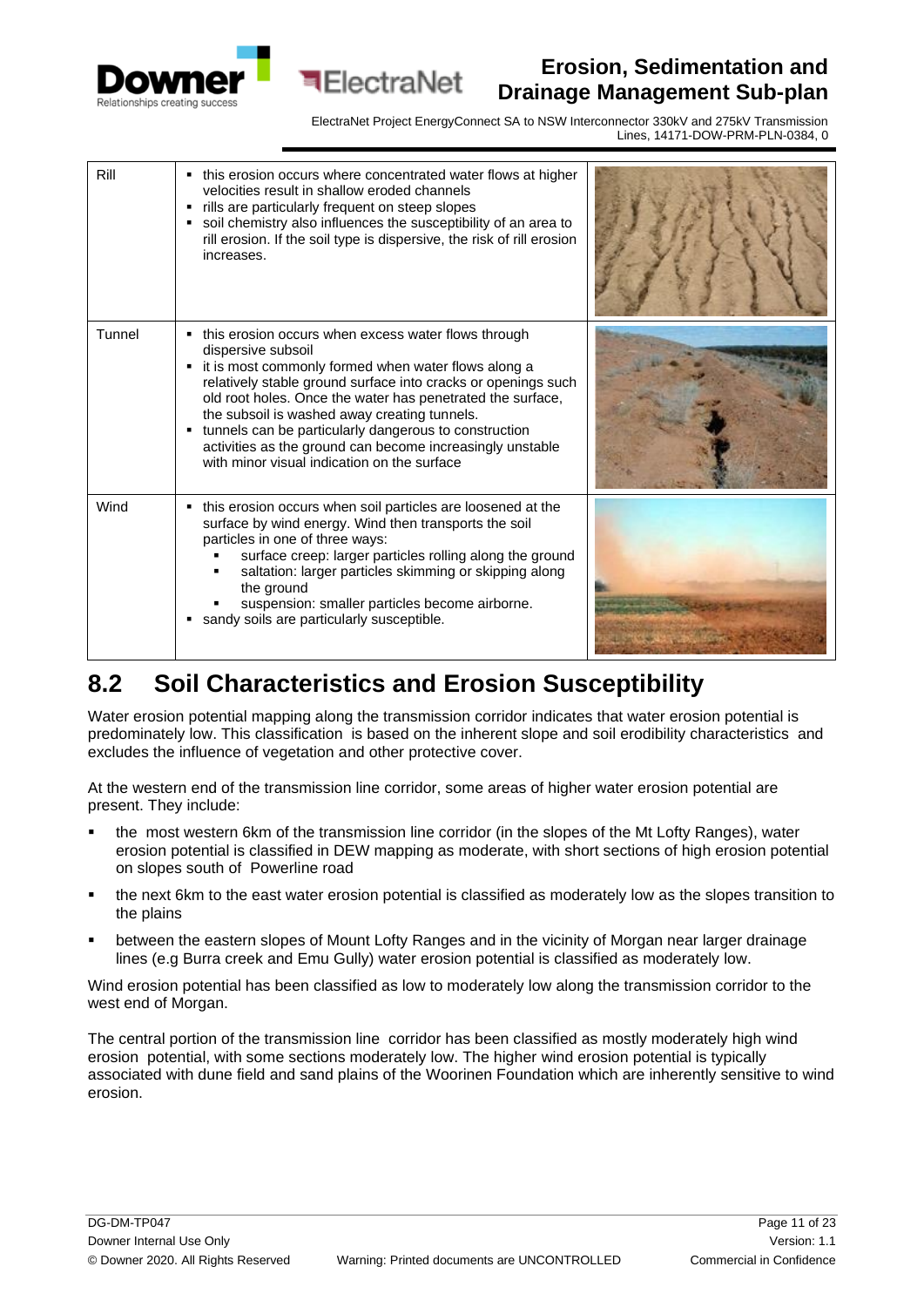| | | |
|---|---|---|
| Rill | ▪ this erosion occurs where concentrated water flows at higher velocities result in shallow eroded channels<br>▪ rills are particularly frequent on steep slopes<br>▪ soil chemistry also influences the susceptibility of an area to rill erosion. If the soil type is dispersive, the risk of rill erosion increases. | |
| Tunnel | ▪ this erosion occurs when excess water flows through dispersive subsoil<br>▪ it is most commonly formed when water flows along a relatively stable ground surface into cracks or openings such old root holes. Once the water has penetrated the surface, the subsoil is washed away creating tunnels.<br>▪ tunnels can be particularly dangerous to construction activities as the ground can become increasingly unstable with minor visual indication on the surface | |
| Wind | ▪ this erosion occurs when soil particles are loosened at the surface by wind energy. Wind then transports the soil particles in one of three ways:<br>&nbsp;&nbsp;&nbsp;&nbsp;▪ surface creep: larger particles rolling along the ground<br>&nbsp;&nbsp;&nbsp;&nbsp;▪ saltation: larger particles skimming or skipping along the ground<br>&nbsp;&nbsp;&nbsp;&nbsp;▪ suspension: smaller particles become airborne.<br>▪ sandy soils are particularly susceptible. | |

## 8.2 Soil Characteristics and Erosion Susceptibility

Water erosion potential mapping along the transmission corridor indicates that water erosion potential is predominately low. This classification is based on the inherent slope and soil erodibility characteristics and excludes the influence of vegetation and other protective cover.

At the western end of the transmission line corridor, some areas of higher water erosion potential are present. They include:

- the most western 6km of the transmission line corridor (in the slopes of the Mt Lofty Ranges), water erosion potential is classified in DEW mapping as moderate, with short sections of high erosion potential on slopes south of Powerline road
- the next 6km to the east water erosion potential is classified as moderately low as the slopes transition to the plains
- between the eastern slopes of Mount Lofty Ranges and in the vicinity of Morgan near larger drainage lines (e.g Burra creek and Emu Gully) water erosion potential is classified as moderately low.

Wind erosion potential has been classified as low to moderately low along the transmission corridor to the west end of Morgan.

The central portion of the transmission line corridor has been classified as mostly moderately high wind erosion potential, with some sections moderately low. The higher wind erosion potential is typically associated with dune field and sand plains of the Woorinen Foundation which are inherently sensitive to wind erosion.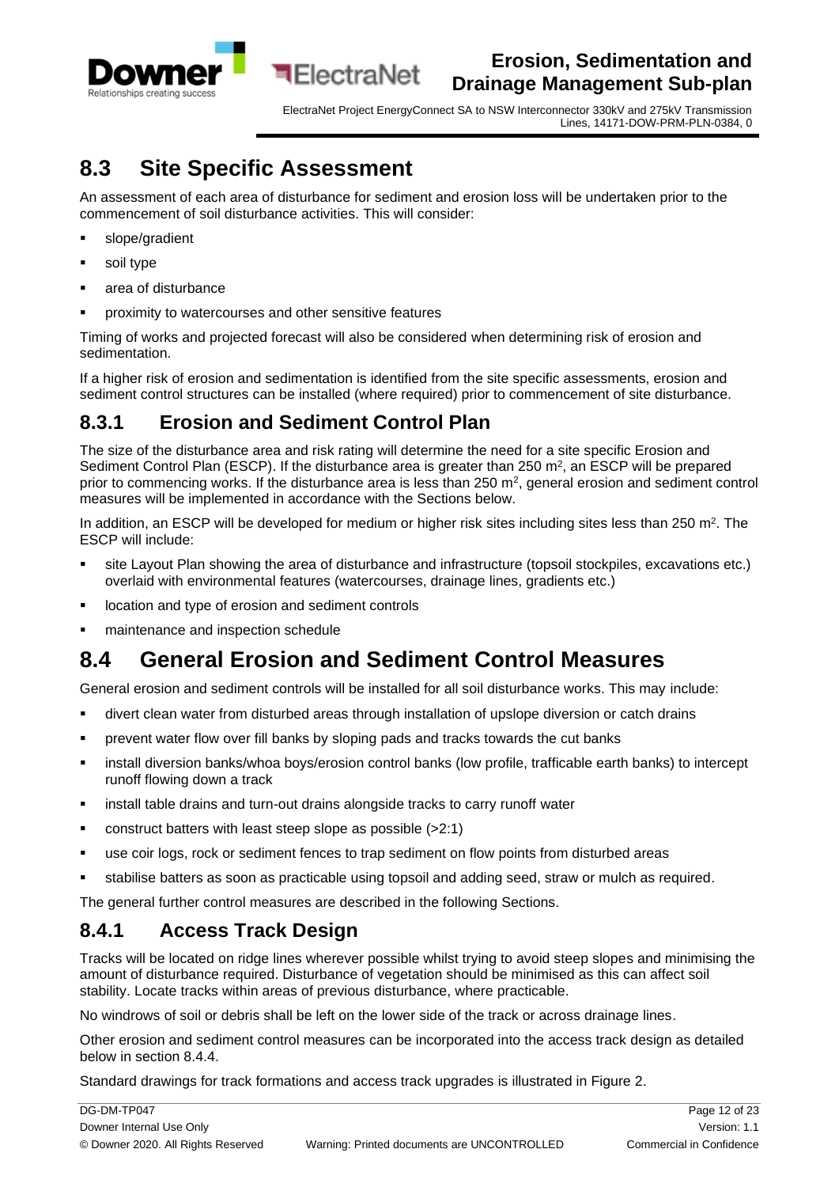## 8.3 Site Specific Assessment

An assessment of each area of disturbance for sediment and erosion loss will be undertaken prior to the commencement of soil disturbance activities. This will consider:

- slope/gradient
- soil type
- area of disturbance
- proximity to watercourses and other sensitive features

Timing of works and projected forecast will also be considered when determining risk of erosion and sedimentation.

If a higher risk of erosion and sedimentation is identified from the site specific assessments, erosion and sediment control structures can be installed (where required) prior to commencement of site disturbance.

### 8.3.1 Erosion and Sediment Control Plan

The size of the disturbance area and risk rating will determine the need for a site specific Erosion and Sediment Control Plan (ESCP). If the disturbance area is greater than 250 $m^2$, an ESCP will be prepared prior to commencing works. If the disturbance area is less than 250 $m^2$, general erosion and sediment control measures will be implemented in accordance with the Sections below.

In addition, an ESCP will be developed for medium or higher risk sites including sites less than 250 $m^2$. The ESCP will include:

- site Layout Plan showing the area of disturbance and infrastructure (topsoil stockpiles, excavations etc.) overlaid with environmental features (watercourses, drainage lines, gradients etc.)
- location and type of erosion and sediment controls
- maintenance and inspection schedule

## 8.4 General Erosion and Sediment Control Measures

General erosion and sediment controls will be installed for all soil disturbance works. This may include:

- divert clean water from disturbed areas through installation of upslope diversion or catch drains
- prevent water flow over fill banks by sloping pads and tracks towards the cut banks
- install diversion banks/whoa boys/erosion control banks (low profile, trafficable earth banks) to intercept runoff flowing down a track
- install table drains and turn-out drains alongside tracks to carry runoff water
- construct batters with least steep slope as possible (>2:1)
- use coir logs, rock or sediment fences to trap sediment on flow points from disturbed areas
- stabilise batters as soon as practicable using topsoil and adding seed, straw or mulch as required.

The general further control measures are described in the following Sections.

### 8.4.1 Access Track Design

Tracks will be located on ridge lines wherever possible whilst trying to avoid steep slopes and minimising the amount of disturbance required. Disturbance of vegetation should be minimised as this can affect soil stability. Locate tracks within areas of previous disturbance, where practicable.

No windrows of soil or debris shall be left on the lower side of the track or across drainage lines.

Other erosion and sediment control measures can be incorporated into the access track design as detailed below in section 8.4.4.

Standard drawings for track formations and access track upgrades is illustrated in Figure 2.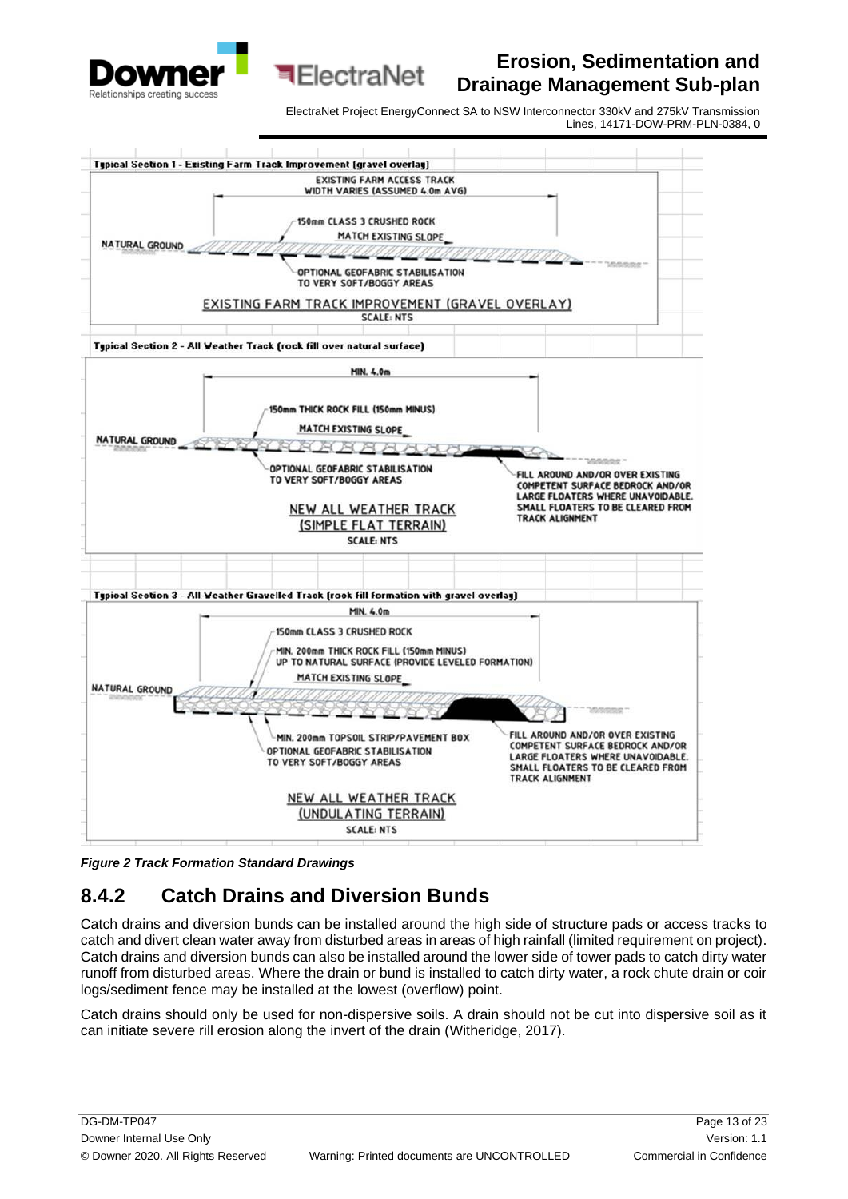**Typical Section 1 - Existing Farm Track Improvement (gravel overlay)**

EXISTING FARM ACCESS TRACK
WIDTH VARIES (ASSUMED 4.0m AVG)

150mm CLASS 3 CRUSHED ROCK

MATCH EXISTING SLOPE

NATURAL GROUND

OPTIONAL GEOFABRIC STABILISATION
TO VERY SOFT/BOGGY AREAS

EXISTING FARM TRACK IMPROVEMENT (GRAVEL OVERLAY)
SCALE: NTS

**Typical Section 2 - All Weather Track (rock fill over natural surface)**

MIN. 4.0m

150mm THICK ROCK FILL (150mm MINUS)

MATCH EXISTING SLOPE

NATURAL GROUND

OPTIONAL GEOFABRIC STABILISATION
TO VERY SOFT/BOGGY AREAS

FILL AROUND AND/OR OVER EXISTING COMPETENT SURFACE BEDROCK AND/OR LARGE FLOATERS WHERE UNAVOIDABLE. SMALL FLOATERS TO BE CLEARED FROM TRACK ALIGNMENT

NEW ALL WEATHER TRACK
(SIMPLE FLAT TERRAIN)
SCALE: NTS

**Typical Section 3 - All Weather Gravelled Track (rock fill formation with gravel overlay)**

MIN. 4.0m

150mm CLASS 3 CRUSHED ROCK

MIN. 200mm THICK ROCK FILL (150mm MINUS)
UP TO NATURAL SURFACE (PROVIDE LEVELED FORMATION)

MATCH EXISTING SLOPE

NATURAL GROUND

MIN. 200mm TOPSOIL STRIP/PAVEMENT BOX

OPTIONAL GEOFABRIC STABILISATION
TO VERY SOFT/BOGGY AREAS

FILL AROUND AND/OR OVER EXISTING COMPETENT SURFACE BEDROCK AND/OR LARGE FLOATERS WHERE UNAVOIDABLE. SMALL FLOATERS TO BE CLEARED FROM TRACK ALIGNMENT

NEW ALL WEATHER TRACK
(UNDULATING TERRAIN)
SCALE: NTS

*Figure 2 Track Formation Standard Drawings*

## 8.4.2 Catch Drains and Diversion Bunds

Catch drains and diversion bunds can be installed around the high side of structure pads or access tracks to catch and divert clean water away from disturbed areas in areas of high rainfall (limited requirement on project). Catch drains and diversion bunds can also be installed around the lower side of tower pads to catch dirty water runoff from disturbed areas. Where the drain or bund is installed to catch dirty water, a rock chute drain or coir logs/sediment fence may be installed at the lowest (overflow) point.

Catch drains should only be used for non-dispersive soils. A drain should not be cut into dispersive soil as it can initiate severe rill erosion along the invert of the drain (Witheridge, 2017).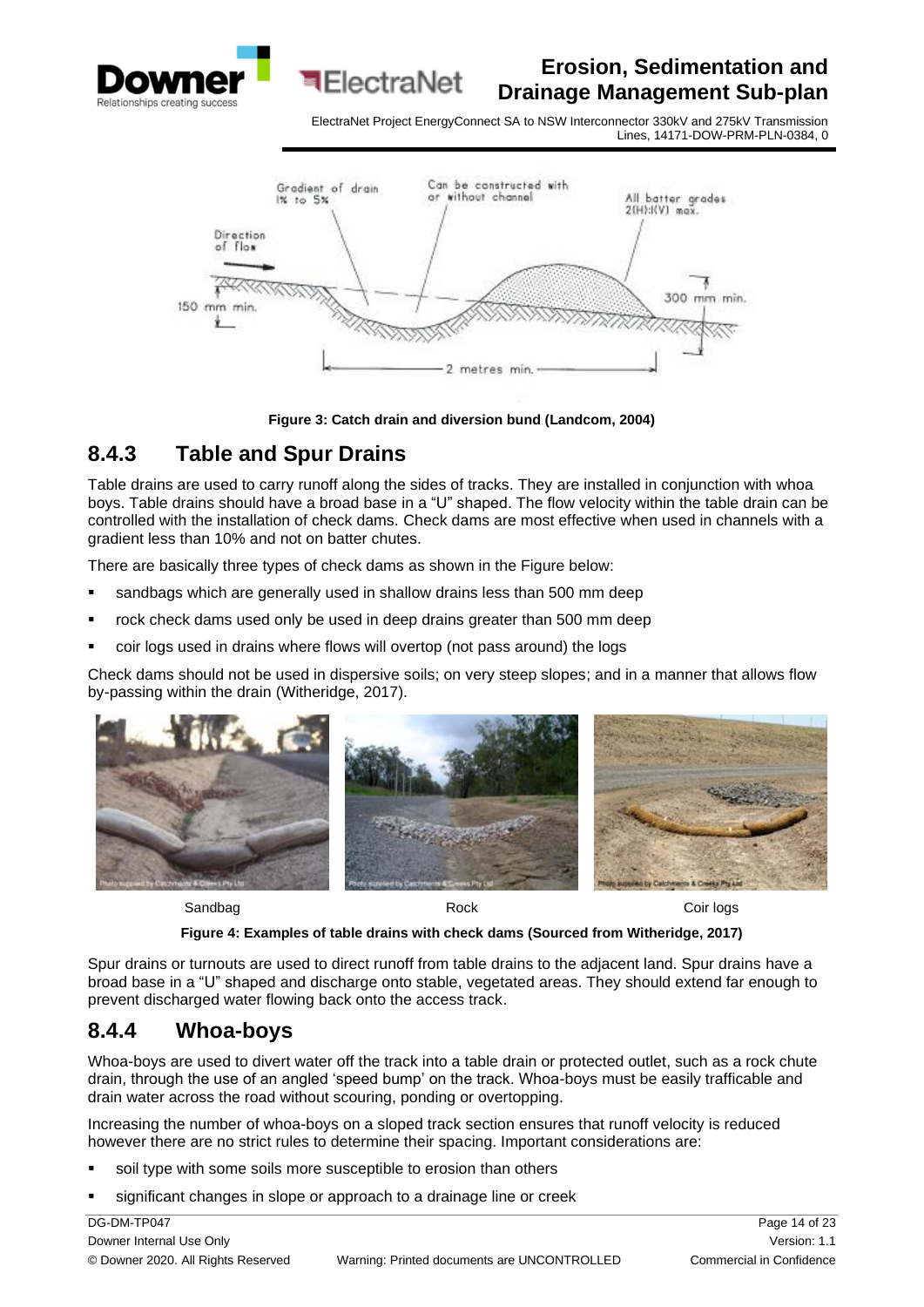Figure 3: Catch drain and diversion bund (Landcom, 2004)

## 8.4.3 Table and Spur Drains

Table drains are used to carry runoff along the sides of tracks. They are installed in conjunction with whoa boys. Table drains should have a broad base in a "U" shaped. The flow velocity within the table drain can be controlled with the installation of check dams. Check dams are most effective when used in channels with a gradient less than 10% and not on batter chutes.

There are basically three types of check dams as shown in the Figure below:

- sandbags which are generally used in shallow drains less than 500 mm deep
- rock check dams used only be used in deep drains greater than 500 mm deep
- coir logs used in drains where flows will overtop (not pass around) the logs

Check dams should not be used in dispersive soils; on very steep slopes; and in a manner that allows flow by-passing within the drain (Witheridge, 2017).

Sandbag | Rock | Coir logs

Figure 4: Examples of table drains with check dams (Sourced from Witheridge, 2017)

Spur drains or turnouts are used to direct runoff from table drains to the adjacent land. Spur drains have a broad base in a "U" shaped and discharge onto stable, vegetated areas. They should extend far enough to prevent discharged water flowing back onto the access track.

## 8.4.4 Whoa-boys

Whoa-boys are used to divert water off the track into a table drain or protected outlet, such as a rock chute drain, through the use of an angled 'speed bump' on the track. Whoa-boys must be easily trafficable and drain water across the road without scouring, ponding or overtopping.

Increasing the number of whoa-boys on a sloped track section ensures that runoff velocity is reduced however there are no strict rules to determine their spacing. Important considerations are:

- soil type with some soils more susceptible to erosion than others
- significant changes in slope or approach to a drainage line or creek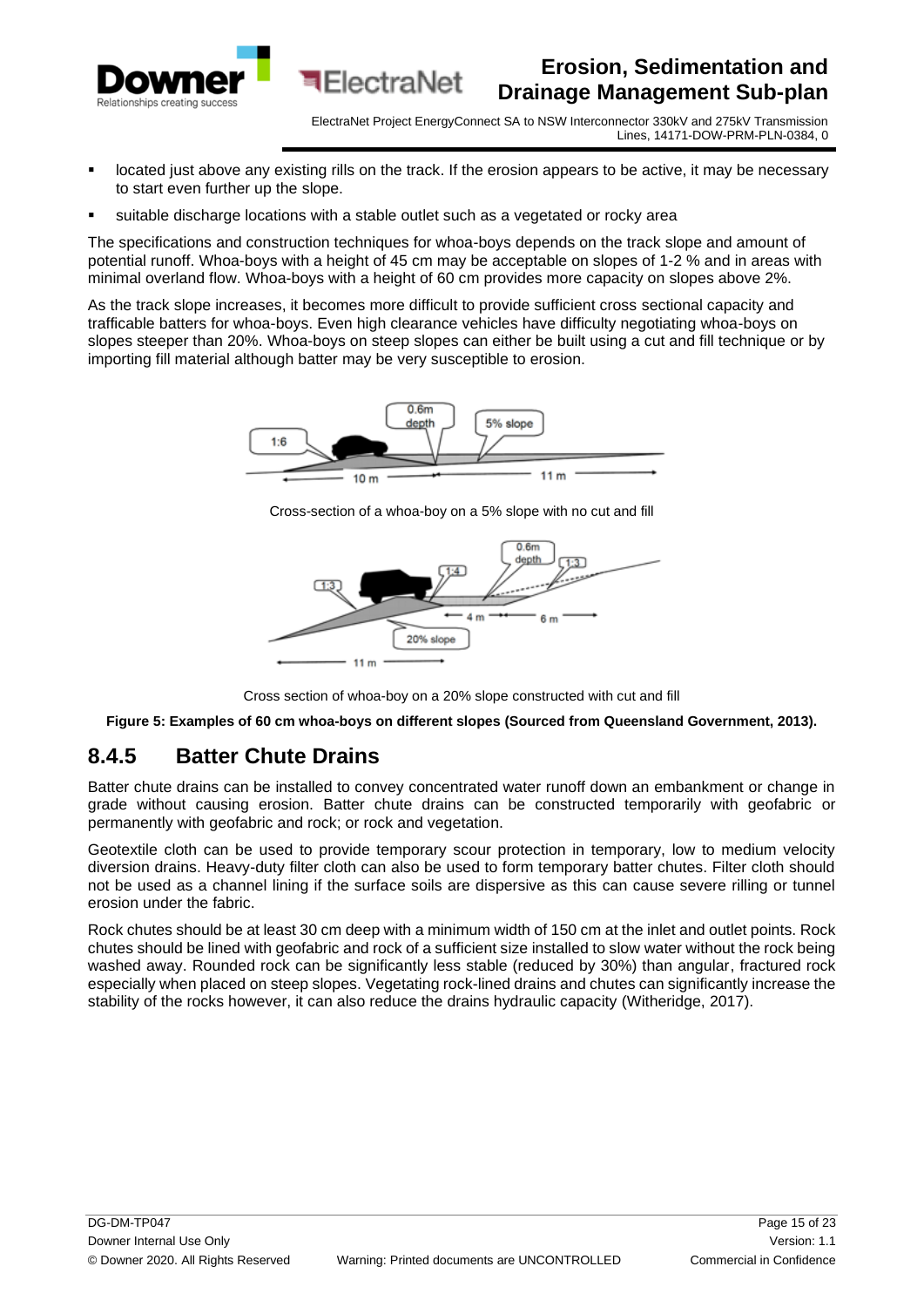- located just above any existing rills on the track. If the erosion appears to be active, it may be necessary to start even further up the slope.
- suitable discharge locations with a stable outlet such as a vegetated or rocky area

The specifications and construction techniques for whoa-boys depends on the track slope and amount of potential runoff. Whoa-boys with a height of 45 cm may be acceptable on slopes of 1-2 % and in areas with minimal overland flow. Whoa-boys with a height of 60 cm provides more capacity on slopes above 2%.

As the track slope increases, it becomes more difficult to provide sufficient cross sectional capacity and trafficable batters for whoa-boys. Even high clearance vehicles have difficulty negotiating whoa-boys on slopes steeper than 20%. Whoa-boys on steep slopes can either be built using a cut and fill technique or by importing fill material although batter may be very susceptible to erosion.

Cross-section of a whoa-boy on a 5% slope with no cut and fill

Cross section of whoa-boy on a 20% slope constructed with cut and fill

**Figure 5: Examples of 60 cm whoa-boys on different slopes (Sourced from Queensland Government, 2013).**

## 8.4.5 Batter Chute Drains

Batter chute drains can be installed to convey concentrated water runoff down an embankment or change in grade without causing erosion. Batter chute drains can be constructed temporarily with geofabric or permanently with geofabric and rock; or rock and vegetation.

Geotextile cloth can be used to provide temporary scour protection in temporary, low to medium velocity diversion drains. Heavy-duty filter cloth can also be used to form temporary batter chutes. Filter cloth should not be used as a channel lining if the surface soils are dispersive as this can cause severe rilling or tunnel erosion under the fabric.

Rock chutes should be at least 30 cm deep with a minimum width of 150 cm at the inlet and outlet points. Rock chutes should be lined with geofabric and rock of a sufficient size installed to slow water without the rock being washed away. Rounded rock can be significantly less stable (reduced by 30%) than angular, fractured rock especially when placed on steep slopes. Vegetating rock-lined drains and chutes can significantly increase the stability of the rocks however, it can also reduce the drains hydraulic capacity (Witheridge, 2017).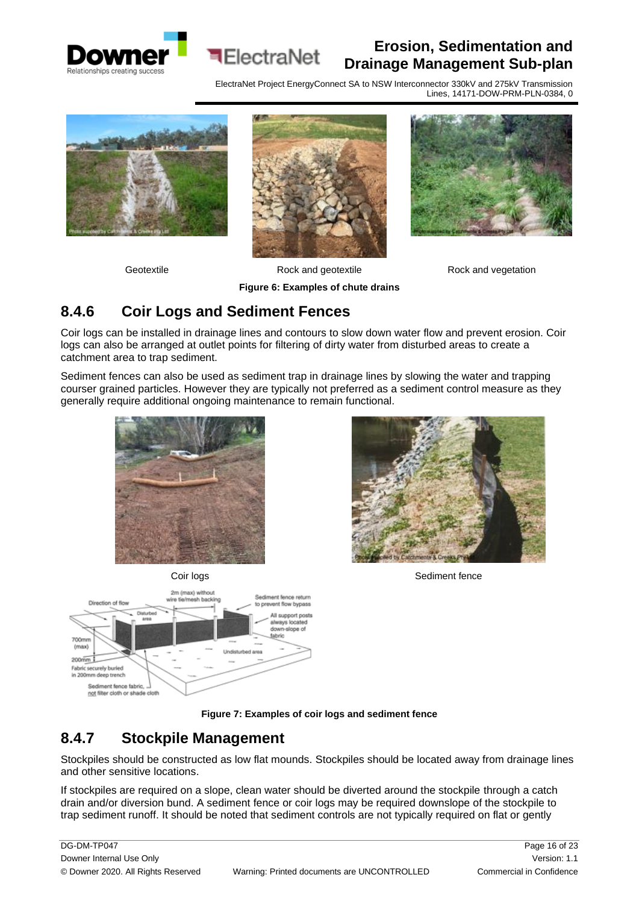Geotextile

Rock and geotextile

Rock and vegetation

**Figure 6: Examples of chute drains**

### 8.4.6 Coir Logs and Sediment Fences

Coir logs can be installed in drainage lines and contours to slow down water flow and prevent erosion. Coir logs can also be arranged at outlet points for filtering of dirty water from disturbed areas to create a catchment area to trap sediment.

Sediment fences can also be used as sediment trap in drainage lines by slowing the water and trapping courser grained particles. However they are typically not preferred as a sediment control measure as they generally require additional ongoing maintenance to remain functional.

Coir logs

Sediment fence

**Figure 7: Examples of coir logs and sediment fence**

### 8.4.7 Stockpile Management

Stockpiles should be constructed as low flat mounds. Stockpiles should be located away from drainage lines and other sensitive locations.

If stockpiles are required on a slope, clean water should be diverted around the stockpile through a catch drain and/or diversion bund. A sediment fence or coir logs may be required downslope of the stockpile to trap sediment runoff. It should be noted that sediment controls are not typically required on flat or gently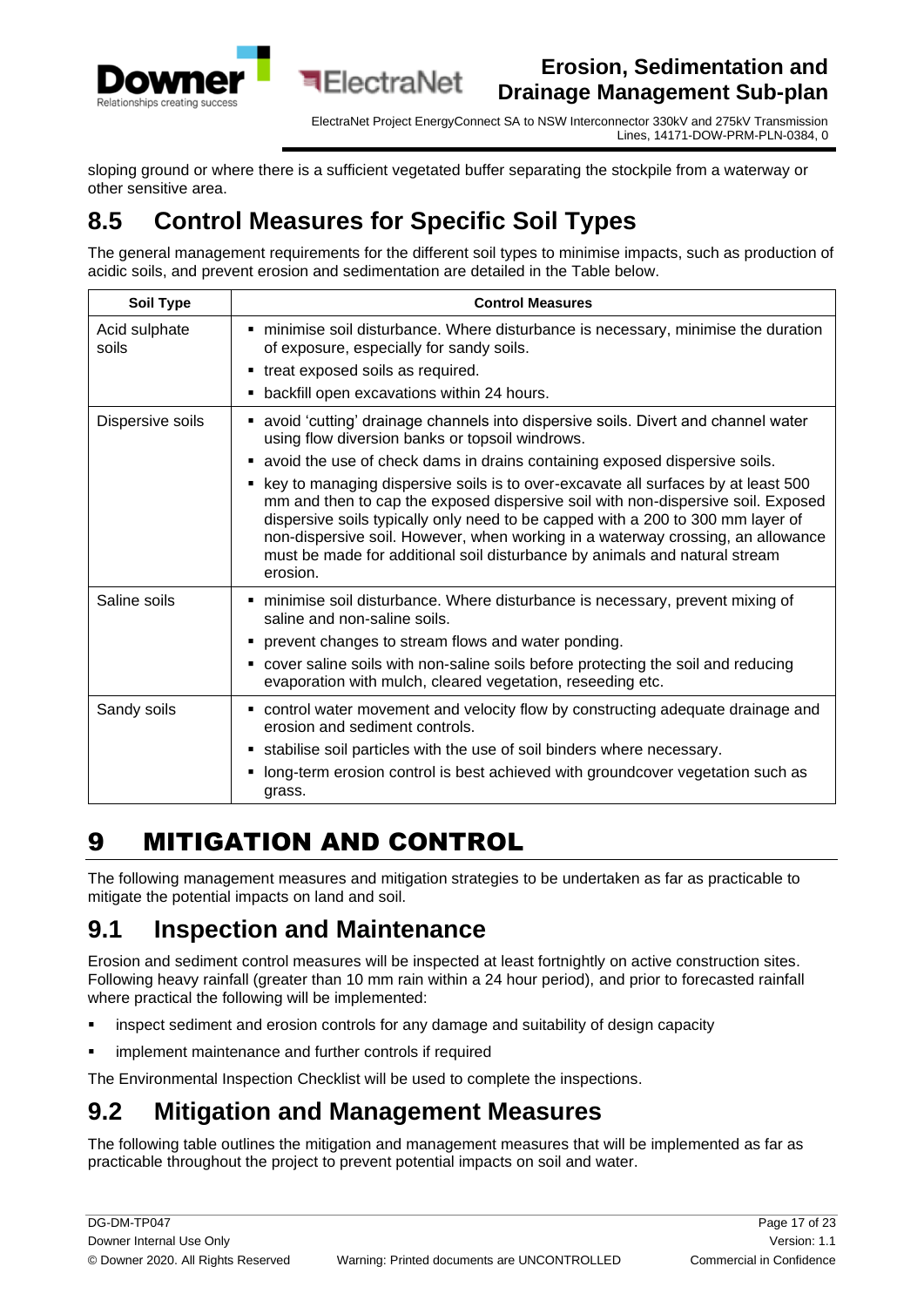sloping ground or where there is a sufficient vegetated buffer separating the stockpile from a waterway or other sensitive area.

## 8.5 Control Measures for Specific Soil Types

The general management requirements for the different soil types to minimise impacts, such as production of acidic soils, and prevent erosion and sedimentation are detailed in the Table below.

| Soil Type | Control Measures |
|---|---|
| Acid sulphate soils | ▪ minimise soil disturbance. Where disturbance is necessary, minimise the duration of exposure, especially for sandy soils.<br>▪ treat exposed soils as required.<br>▪ backfill open excavations within 24 hours. |
| Dispersive soils | ▪ avoid 'cutting' drainage channels into dispersive soils. Divert and channel water using flow diversion banks or topsoil windrows.<br>▪ avoid the use of check dams in drains containing exposed dispersive soils.<br>▪ key to managing dispersive soils is to over-excavate all surfaces by at least 500 mm and then to cap the exposed dispersive soil with non-dispersive soil. Exposed dispersive soils typically only need to be capped with a 200 to 300 mm layer of non-dispersive soil. However, when working in a waterway crossing, an allowance must be made for additional soil disturbance by animals and natural stream erosion. |
| Saline soils | ▪ minimise soil disturbance. Where disturbance is necessary, prevent mixing of saline and non-saline soils.<br>▪ prevent changes to stream flows and water ponding.<br>▪ cover saline soils with non-saline soils before protecting the soil and reducing evaporation with mulch, cleared vegetation, reseeding etc. |
| Sandy soils | ▪ control water movement and velocity flow by constructing adequate drainage and erosion and sediment controls.<br>▪ stabilise soil particles with the use of soil binders where necessary.<br>▪ long-term erosion control is best achieved with groundcover vegetation such as grass. |

# 9 MITIGATION AND CONTROL

The following management measures and mitigation strategies to be undertaken as far as practicable to mitigate the potential impacts on land and soil.

## 9.1 Inspection and Maintenance

Erosion and sediment control measures will be inspected at least fortnightly on active construction sites. Following heavy rainfall (greater than 10 mm rain within a 24 hour period), and prior to forecasted rainfall where practical the following will be implemented:

- inspect sediment and erosion controls for any damage and suitability of design capacity
- implement maintenance and further controls if required

The Environmental Inspection Checklist will be used to complete the inspections.

## 9.2 Mitigation and Management Measures

The following table outlines the mitigation and management measures that will be implemented as far as practicable throughout the project to prevent potential impacts on soil and water.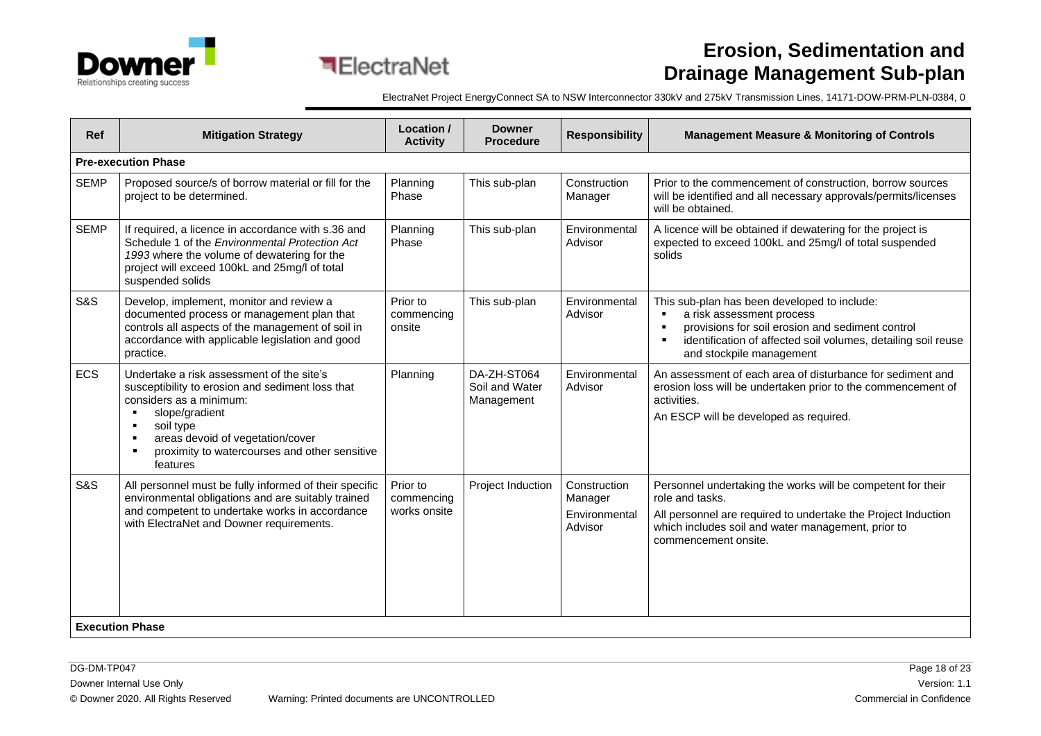| Ref | Mitigation Strategy | Location / Activity | Downer Procedure | Responsibility | Management Measure & Monitoring of Controls |
|---|---|---|---|---|---|
| **Pre-execution Phase** | | | | | |
| SEMP | Proposed source/s of borrow material or fill for the project to be determined. | Planning Phase | This sub-plan | Construction Manager | Prior to the commencement of construction, borrow sources will be identified and all necessary approvals/permits/licenses will be obtained. |
| SEMP | If required, a licence in accordance with s.36 and Schedule 1 of the *Environmental Protection Act 1993* where the volume of dewatering for the project will exceed 100kL and 25mg/l of total suspended solids | Planning Phase | This sub-plan | Environmental Advisor | A licence will be obtained if dewatering for the project is expected to exceed 100kL and 25mg/l of total suspended solids |
| S&S | Develop, implement, monitor and review a documented process or management plan that controls all aspects of the management of soil in accordance with applicable legislation and good practice. | Prior to commencing onsite | This sub-plan | Environmental Advisor | This sub-plan has been developed to include: <br>▪ a risk assessment process <br>▪ provisions for soil erosion and sediment control <br>▪ identification of affected soil volumes, detailing soil reuse and stockpile management |
| ECS | Undertake a risk assessment of the site's susceptibility to erosion and sediment loss that considers as a minimum: <br>▪ slope/gradient <br>▪ soil type <br>▪ areas devoid of vegetation/cover <br>▪ proximity to watercourses and other sensitive features | Planning | DA-ZH-ST064 Soil and Water Management | Environmental Advisor | An assessment of each area of disturbance for sediment and erosion loss will be undertaken prior to the commencement of activities. <br>An ESCP will be developed as required. |
| S&S | All personnel must be fully informed of their specific environmental obligations and are suitably trained and competent to undertake works in accordance with ElectraNet and Downer requirements. | Prior to commencing works onsite | Project Induction | Construction Manager <br>Environmental Advisor | Personnel undertaking the works will be competent for their role and tasks. <br>All personnel are required to undertake the Project Induction which includes soil and water management, prior to commencement onsite. |
| **Execution Phase** | | | | | |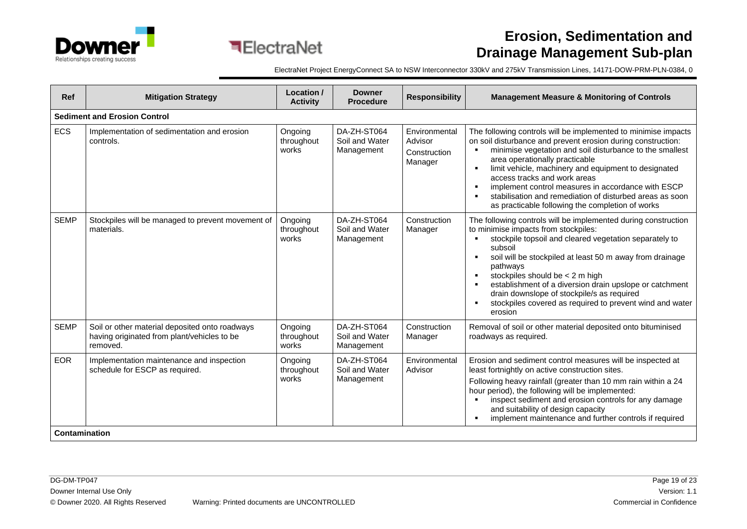| Ref | Mitigation Strategy | Location / Activity | Downer Procedure | Responsibility | Management Measure & Monitoring of Controls |
|---|---|---|---|---|---|
| **Sediment and Erosion Control** | | | | | |
| ECS | Implementation of sedimentation and erosion controls. | Ongoing throughout works | DA-ZH-ST064 Soil and Water Management | Environmental Advisor<br>Construction Manager | The following controls will be implemented to minimise impacts on soil disturbance and prevent erosion during construction:<br>▪ minimise vegetation and soil disturbance to the smallest area operationally practicable<br>▪ limit vehicle, machinery and equipment to designated access tracks and work areas<br>▪ implement control measures in accordance with ESCP<br>▪ stabilisation and remediation of disturbed areas as soon as practicable following the completion of works |
| SEMP | Stockpiles will be managed to prevent movement of materials. | Ongoing throughout works | DA-ZH-ST064 Soil and Water Management | Construction Manager | The following controls will be implemented during construction to minimise impacts from stockpiles:<br>▪ stockpile topsoil and cleared vegetation separately to subsoil<br>▪ soil will be stockpiled at least 50 m away from drainage pathways<br>▪ stockpiles should be < 2 m high<br>▪ establishment of a diversion drain upslope or catchment drain downslope of stockpile/s as required<br>▪ stockpiles covered as required to prevent wind and water erosion |
| SEMP | Soil or other material deposited onto roadways having originated from plant/vehicles to be removed. | Ongoing throughout works | DA-ZH-ST064 Soil and Water Management | Construction Manager | Removal of soil or other material deposited onto bituminised roadways as required. |
| EOR | Implementation maintenance and inspection schedule for ESCP as required. | Ongoing throughout works | DA-ZH-ST064 Soil and Water Management | Environmental Advisor | Erosion and sediment control measures will be inspected at least fortnightly on active construction sites.<br>Following heavy rainfall (greater than 10 mm rain within a 24 hour period), the following will be implemented:<br>▪ inspect sediment and erosion controls for any damage and suitability of design capacity<br>▪ implement maintenance and further controls if required |
| **Contamination** | | | | | |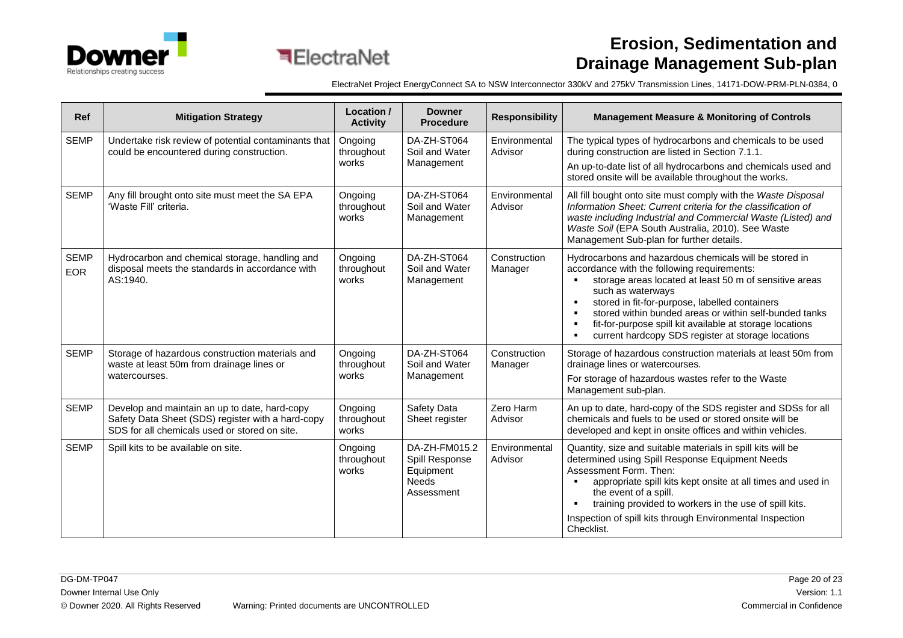| Ref | Mitigation Strategy | Location / Activity | Downer Procedure | Responsibility | Management Measure & Monitoring of Controls |
|---|---|---|---|---|---|
| SEMP | Undertake risk review of potential contaminants that could be encountered during construction. | Ongoing throughout works | DA-ZH-ST064 Soil and Water Management | Environmental Advisor | The typical types of hydrocarbons and chemicals to be used during construction are listed in Section 7.1.1.<br>An up-to-date list of all hydrocarbons and chemicals used and stored onsite will be available throughout the works. |
| SEMP | Any fill brought onto site must meet the SA EPA 'Waste Fill' criteria. | Ongoing throughout works | DA-ZH-ST064 Soil and Water Management | Environmental Advisor | All fill bought onto site must comply with the *Waste Disposal Information Sheet: Current criteria for the classification of waste including Industrial and Commercial Waste (Listed) and Waste Soil* (EPA South Australia, 2010). See Waste Management Sub-plan for further details. |
| SEMP<br>EOR | Hydrocarbon and chemical storage, handling and disposal meets the standards in accordance with AS:1940. | Ongoing throughout works | DA-ZH-ST064 Soil and Water Management | Construction Manager | Hydrocarbons and hazardous chemicals will be stored in accordance with the following requirements:<br>▪ storage areas located at least 50 m of sensitive areas such as waterways<br>▪ stored in fit-for-purpose, labelled containers<br>▪ stored within bunded areas or within self-bunded tanks<br>▪ fit-for-purpose spill kit available at storage locations<br>▪ current hardcopy SDS register at storage locations |
| SEMP | Storage of hazardous construction materials and waste at least 50m from drainage lines or watercourses. | Ongoing throughout works | DA-ZH-ST064 Soil and Water Management | Construction Manager | Storage of hazardous construction materials at least 50m from drainage lines or watercourses.<br>For storage of hazardous wastes refer to the Waste Management sub-plan. |
| SEMP | Develop and maintain an up to date, hard-copy Safety Data Sheet (SDS) register with a hard-copy SDS for all chemicals used or stored on site. | Ongoing throughout works | Safety Data Sheet register | Zero Harm Advisor | An up to date, hard-copy of the SDS register and SDSs for all chemicals and fuels to be used or stored onsite will be developed and kept in onsite offices and within vehicles. |
| SEMP | Spill kits to be available on site. | Ongoing throughout works | DA-ZH-FM015.2 Spill Response Equipment Needs Assessment | Environmental Advisor | Quantity, size and suitable materials in spill kits will be determined using Spill Response Equipment Needs Assessment Form. Then:<br>▪ appropriate spill kits kept onsite at all times and used in the event of a spill.<br>▪ training provided to workers in the use of spill kits.<br>Inspection of spill kits through Environmental Inspection Checklist. |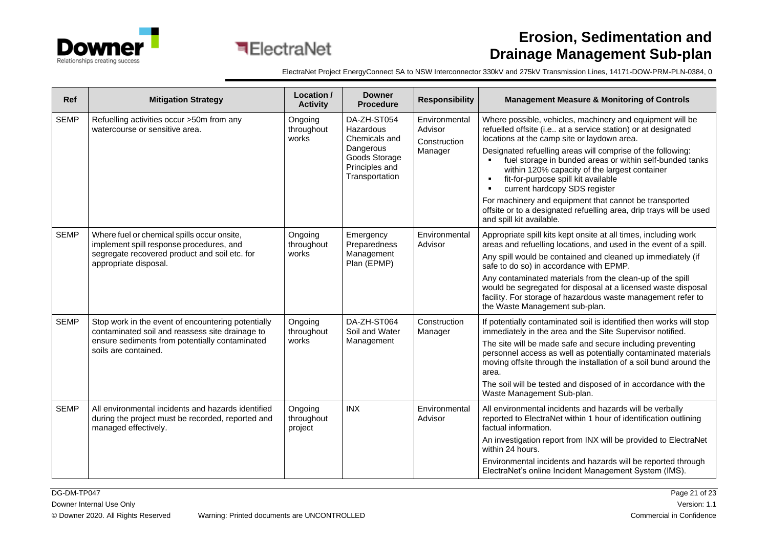| Ref | Mitigation Strategy | Location / Activity | Downer Procedure | Responsibility | Management Measure & Monitoring of Controls |
|---|---|---|---|---|---|
| SEMP | Refuelling activities occur >50m from any watercourse or sensitive area. | Ongoing throughout works | DA-ZH-ST054 Hazardous Chemicals and Dangerous Goods Storage Principles and Transportation | Environmental Advisor<br>Construction Manager | Where possible, vehicles, machinery and equipment will be refuelled offsite (i.e.. at a service station) or at designated locations at the camp site or laydown area.<br>Designated refuelling areas will comprise of the following:<br>▪ fuel storage in bunded areas or within self-bunded tanks within 120% capacity of the largest container<br>▪ fit-for-purpose spill kit available<br>▪ current hardcopy SDS register<br>For machinery and equipment that cannot be transported offsite or to a designated refuelling area, drip trays will be used and spill kit available. |
| SEMP | Where fuel or chemical spills occur onsite, implement spill response procedures, and segregate recovered product and soil etc. for appropriate disposal. | Ongoing throughout works | Emergency Preparedness Management Plan (EPMP) | Environmental Advisor | Appropriate spill kits kept onsite at all times, including work areas and refuelling locations, and used in the event of a spill.<br>Any spill would be contained and cleaned up immediately (if safe to do so) in accordance with EPMP.<br>Any contaminated materials from the clean-up of the spill would be segregated for disposal at a licensed waste disposal facility. For storage of hazardous waste management refer to the Waste Management sub-plan. |
| SEMP | Stop work in the event of encountering potentially contaminated soil and reassess site drainage to ensure sediments from potentially contaminated soils are contained. | Ongoing throughout works | DA-ZH-ST064 Soil and Water Management | Construction Manager | If potentially contaminated soil is identified then works will stop immediately in the area and the Site Supervisor notified.<br>The site will be made safe and secure including preventing personnel access as well as potentially contaminated materials moving offsite through the installation of a soil bund around the area.<br>The soil will be tested and disposed of in accordance with the Waste Management Sub-plan. |
| SEMP | All environmental incidents and hazards identified during the project must be recorded, reported and managed effectively. | Ongoing throughout project | INX | Environmental Advisor | All environmental incidents and hazards will be verbally reported to ElectraNet within 1 hour of identification outlining factual information.<br>An investigation report from INX will be provided to ElectraNet within 24 hours.<br>Environmental incidents and hazards will be reported through ElectraNet's online Incident Management System (IMS). |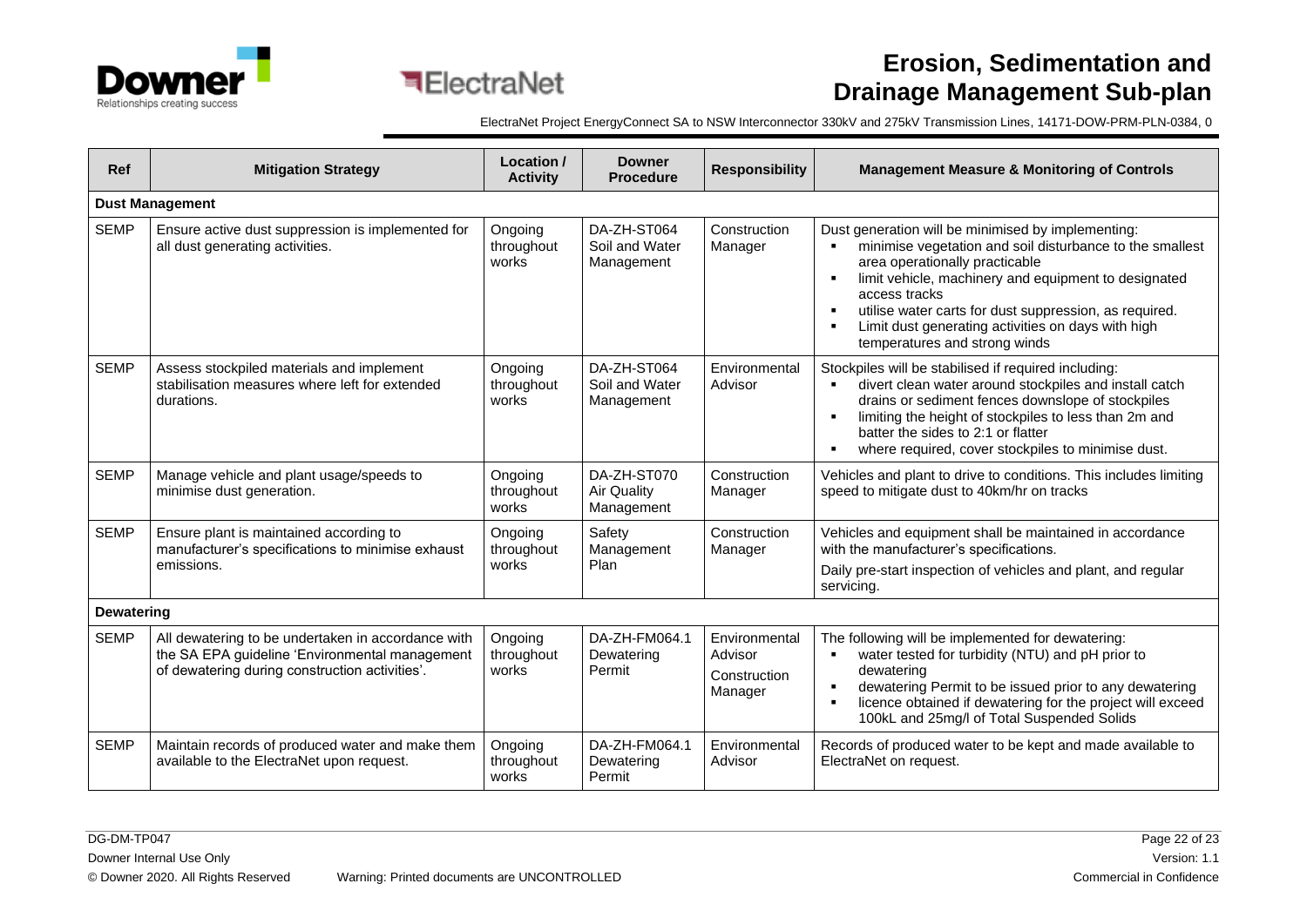| Ref | Mitigation Strategy | Location / Activity | Downer Procedure | Responsibility | Management Measure & Monitoring of Controls |
|---|---|---|---|---|---|
| **Dust Management** | | | | | |
| SEMP | Ensure active dust suppression is implemented for all dust generating activities. | Ongoing throughout works | DA-ZH-ST064 Soil and Water Management | Construction Manager | Dust generation will be minimised by implementing:<br>▪ minimise vegetation and soil disturbance to the smallest area operationally practicable<br>▪ limit vehicle, machinery and equipment to designated access tracks<br>▪ utilise water carts for dust suppression, as required.<br>▪ Limit dust generating activities on days with high temperatures and strong winds |
| SEMP | Assess stockpiled materials and implement stabilisation measures where left for extended durations. | Ongoing throughout works | DA-ZH-ST064 Soil and Water Management | Environmental Advisor | Stockpiles will be stabilised if required including:<br>▪ divert clean water around stockpiles and install catch drains or sediment fences downslope of stockpiles<br>▪ limiting the height of stockpiles to less than 2m and batter the sides to 2:1 or flatter<br>▪ where required, cover stockpiles to minimise dust. |
| SEMP | Manage vehicle and plant usage/speeds to minimise dust generation. | Ongoing throughout works | DA-ZH-ST070 Air Quality Management | Construction Manager | Vehicles and plant to drive to conditions. This includes limiting speed to mitigate dust to 40km/hr on tracks |
| SEMP | Ensure plant is maintained according to manufacturer's specifications to minimise exhaust emissions. | Ongoing throughout works | Safety Management Plan | Construction Manager | Vehicles and equipment shall be maintained in accordance with the manufacturer's specifications.<br>Daily pre-start inspection of vehicles and plant, and regular servicing. |
| **Dewatering** | | | | | |
| SEMP | All dewatering to be undertaken in accordance with the SA EPA guideline 'Environmental management of dewatering during construction activities'. | Ongoing throughout works | DA-ZH-FM064.1 Dewatering Permit | Environmental Advisor<br>Construction Manager | The following will be implemented for dewatering:<br>▪ water tested for turbidity (NTU) and pH prior to dewatering<br>▪ dewatering Permit to be issued prior to any dewatering<br>▪ licence obtained if dewatering for the project will exceed 100kL and 25mg/l of Total Suspended Solids |
| SEMP | Maintain records of produced water and make them available to the ElectraNet upon request. | Ongoing throughout works | DA-ZH-FM064.1 Dewatering Permit | Environmental Advisor | Records of produced water to be kept and made available to ElectraNet on request. |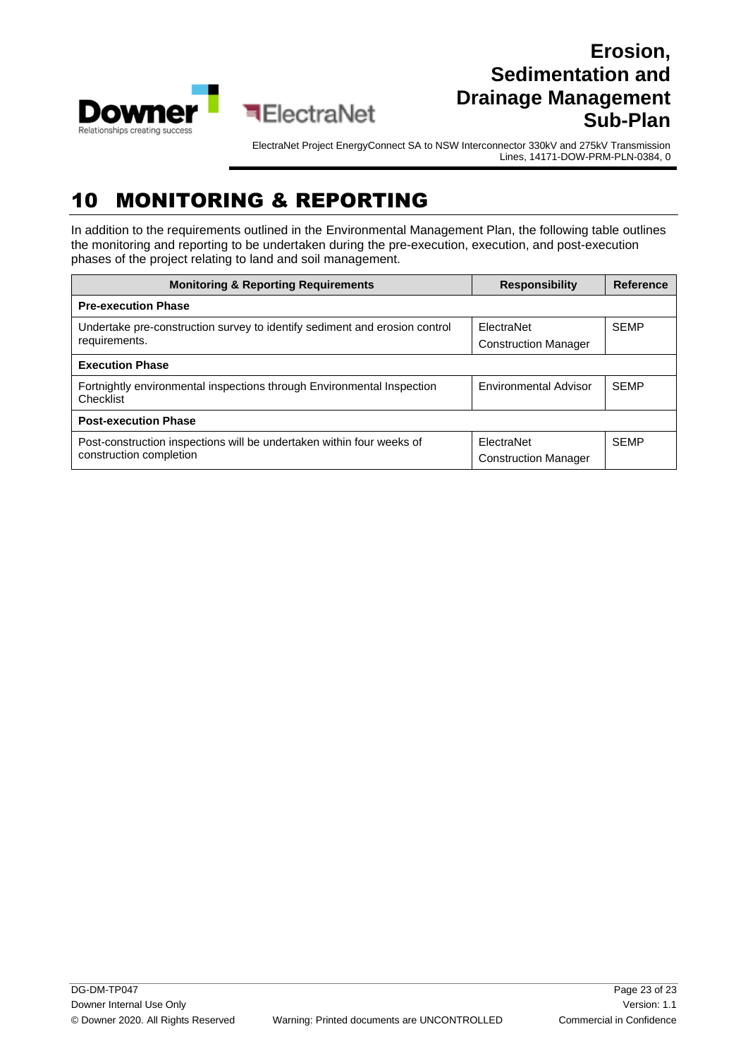# 10 MONITORING & REPORTING

In addition to the requirements outlined in the Environmental Management Plan, the following table outlines the monitoring and reporting to be undertaken during the pre-execution, execution, and post-execution phases of the project relating to land and soil management.

| Monitoring & Reporting Requirements | Responsibility | Reference |
|---|---|---|
| **Pre-execution Phase** | | |
| Undertake pre-construction survey to identify sediment and erosion control requirements. | ElectraNet<br>Construction Manager | SEMP |
| **Execution Phase** | | |
| Fortnightly environmental inspections through Environmental Inspection Checklist | Environmental Advisor | SEMP |
| **Post-execution Phase** | | |
| Post-construction inspections will be undertaken within four weeks of construction completion | ElectraNet<br>Construction Manager | SEMP |